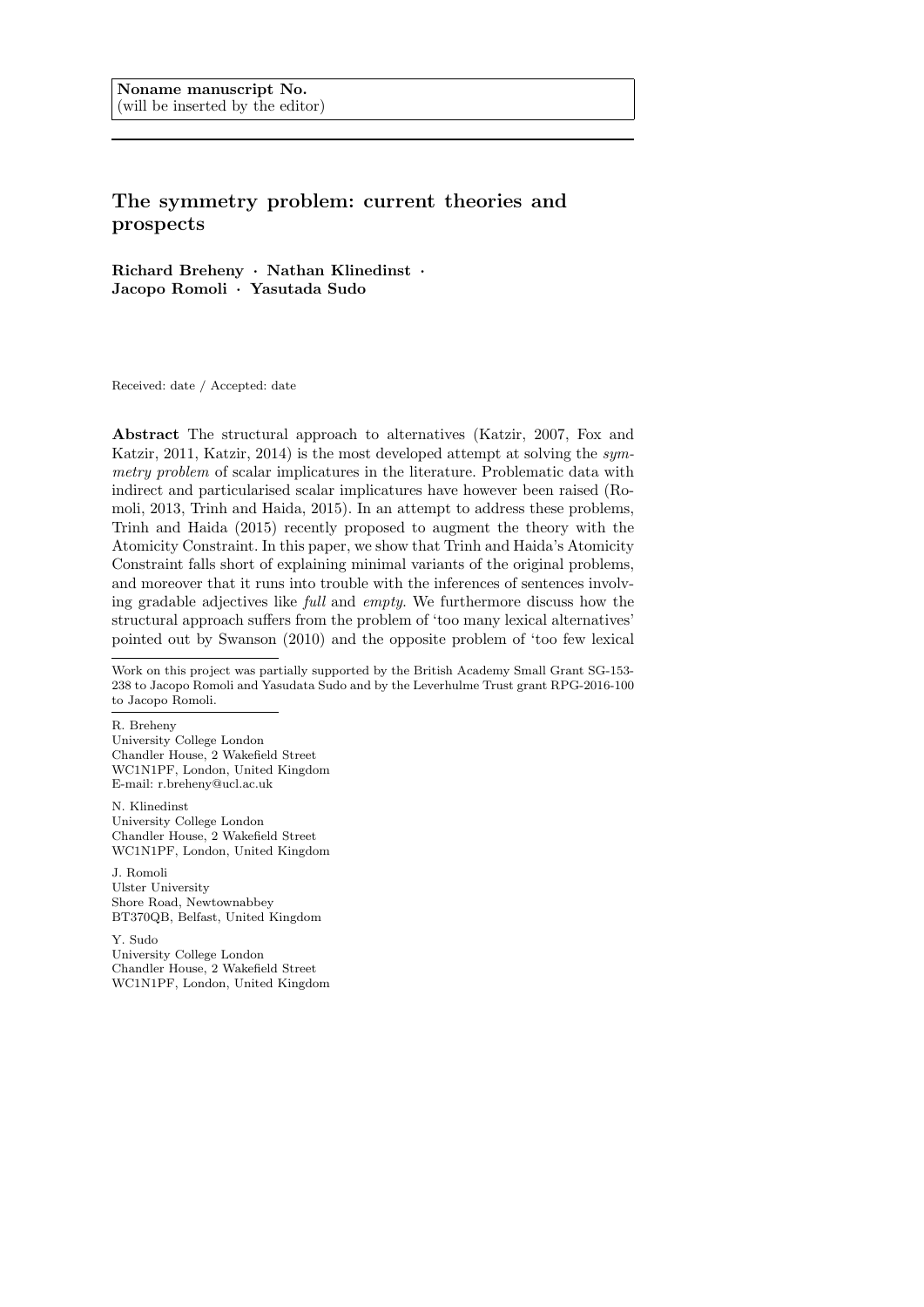Noname manuscript No.
(will be inserted by the editor)

# The symmetry problem: current theories and prospects

**Richard Breheny · Nathan Klinedinst · Jacopo Romoli · Yasutada Sudo**

Received: date / Accepted: date

**Abstract** The structural approach to alternatives (Katzir, 2007, Fox and Katzir, 2011, Katzir, 2014) is the most developed attempt at solving the *symmetry problem* of scalar implicatures in the literature. Problematic data with indirect and particularised scalar implicatures have however been raised (Romoli, 2013, Trinh and Haida, 2015). In an attempt to address these problems, Trinh and Haida (2015) recently proposed to augment the theory with the Atomicity Constraint. In this paper, we show that Trinh and Haida's Atomicity Constraint falls short of explaining minimal variants of the original problems, and moreover that it runs into trouble with the inferences of sentences involving gradable adjectives like *full* and *empty*. We furthermore discuss how the structural approach suffers from the problem of 'too many lexical alternatives' pointed out by Swanson (2010) and the opposite problem of 'too few lexical

Work on this project was partially supported by the British Academy Small Grant SG-153-238 to Jacopo Romoli and Yasudata Sudo and by the Leverhulme Trust grant RPG-2016-100 to Jacopo Romoli.

R. Breheny
University College London
Chandler House, 2 Wakefield Street
WC1N1PF, London, United Kingdom
E-mail: r.breheny@ucl.ac.uk

N. Klinedinst
University College London
Chandler House, 2 Wakefield Street
WC1N1PF, London, United Kingdom

J. Romoli
Ulster University
Shore Road, Newtownabbey
BT370QB, Belfast, United Kingdom

Y. Sudo
University College London
Chandler House, 2 Wakefield Street
WC1N1PF, London, United Kingdom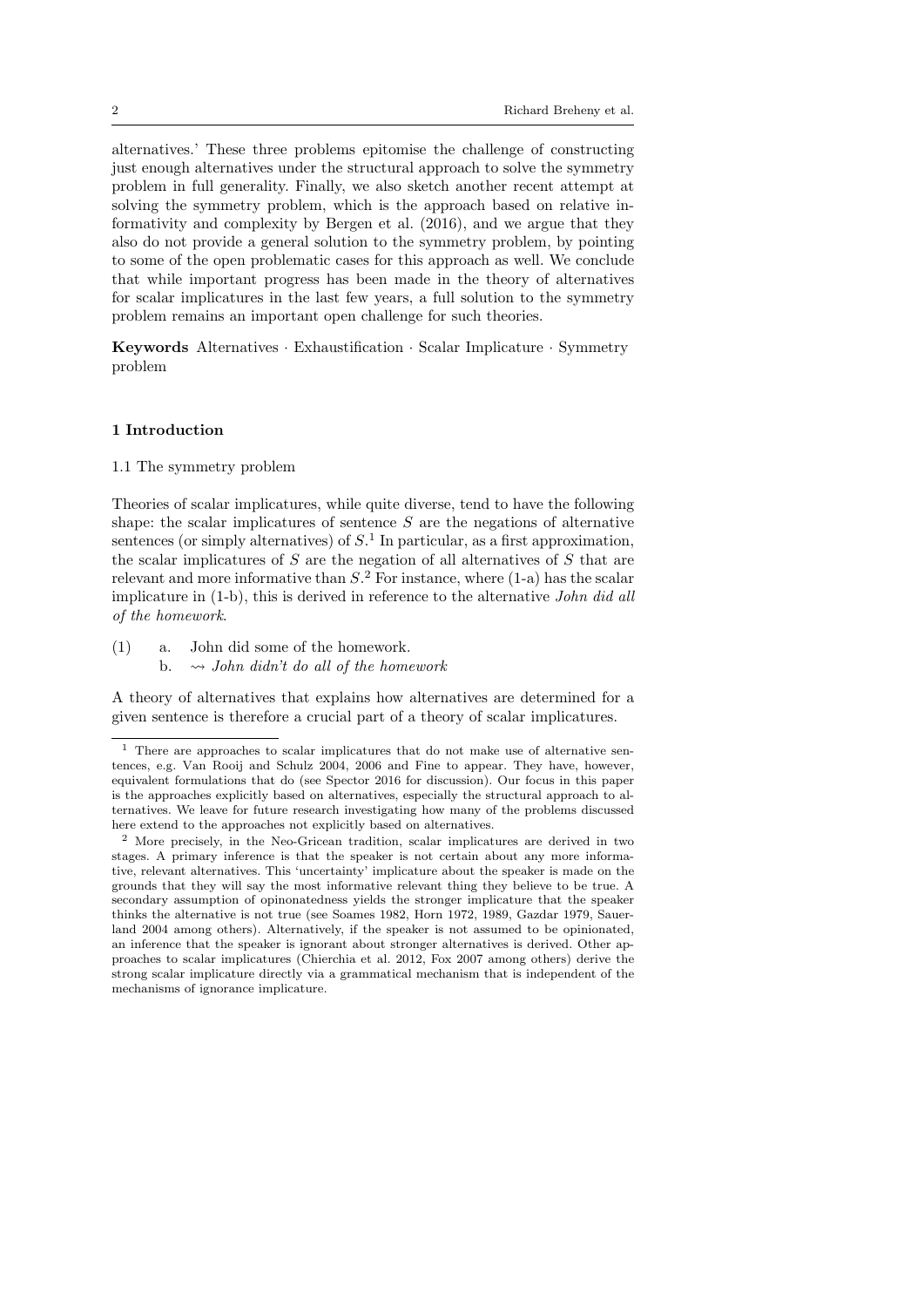alternatives.' These three problems epitomise the challenge of constructing just enough alternatives under the structural approach to solve the symmetry problem in full generality. Finally, we also sketch another recent attempt at solving the symmetry problem, which is the approach based on relative informativity and complexity by Bergen et al. (2016), and we argue that they also do not provide a general solution to the symmetry problem, by pointing to some of the open problematic cases for this approach as well. We conclude that while important progress has been made in the theory of alternatives for scalar implicatures in the last few years, a full solution to the symmetry problem remains an important open challenge for such theories.

**Keywords** Alternatives · Exhaustification · Scalar Implicature · Symmetry problem

## 1 Introduction

### 1.1 The symmetry problem

Theories of scalar implicatures, while quite diverse, tend to have the following shape: the scalar implicatures of sentence $S$ are the negations of alternative sentences (or simply alternatives) of $S$.[1] In particular, as a first approximation, the scalar implicatures of $S$ are the negation of all alternatives of $S$ that are relevant and more informative than $S$.[2] For instance, where (1-a) has the scalar implicature in (1-b), this is derived in reference to the alternative *John did all of the homework*.

(1) a. John did some of the homework.
  b. $\rightsquigarrow$ *John didn't do all of the homework*

A theory of alternatives that explains how alternatives are determined for a given sentence is therefore a crucial part of a theory of scalar implicatures.

[1] There are approaches to scalar implicatures that do not make use of alternative sentences, e.g. Van Rooij and Schulz 2004, 2006 and Fine to appear. They have, however, equivalent formulations that do (see Spector 2016 for discussion). Our focus in this paper is the approaches explicitly based on alternatives, especially the structural approach to alternatives. We leave for future research investigating how many of the problems discussed here extend to the approaches not explicitly based on alternatives.

[2] More precisely, in the Neo-Gricean tradition, scalar implicatures are derived in two stages. A primary inference is that the speaker is not certain about any more informative, relevant alternatives. This 'uncertainty' implicature about the speaker is made on the grounds that they will say the most informative relevant thing they believe to be true. A secondary assumption of opinonatedness yields the stronger implicature that the speaker thinks the alternative is not true (see Soames 1982, Horn 1972, 1989, Gazdar 1979, Sauerland 2004 among others). Alternatively, if the speaker is not assumed to be opinionated, an inference that the speaker is ignorant about stronger alternatives is derived. Other approaches to scalar implicatures (Chierchia et al. 2012, Fox 2007 among others) derive the strong scalar implicature directly via a grammatical mechanism that is independent of the mechanisms of ignorance implicature.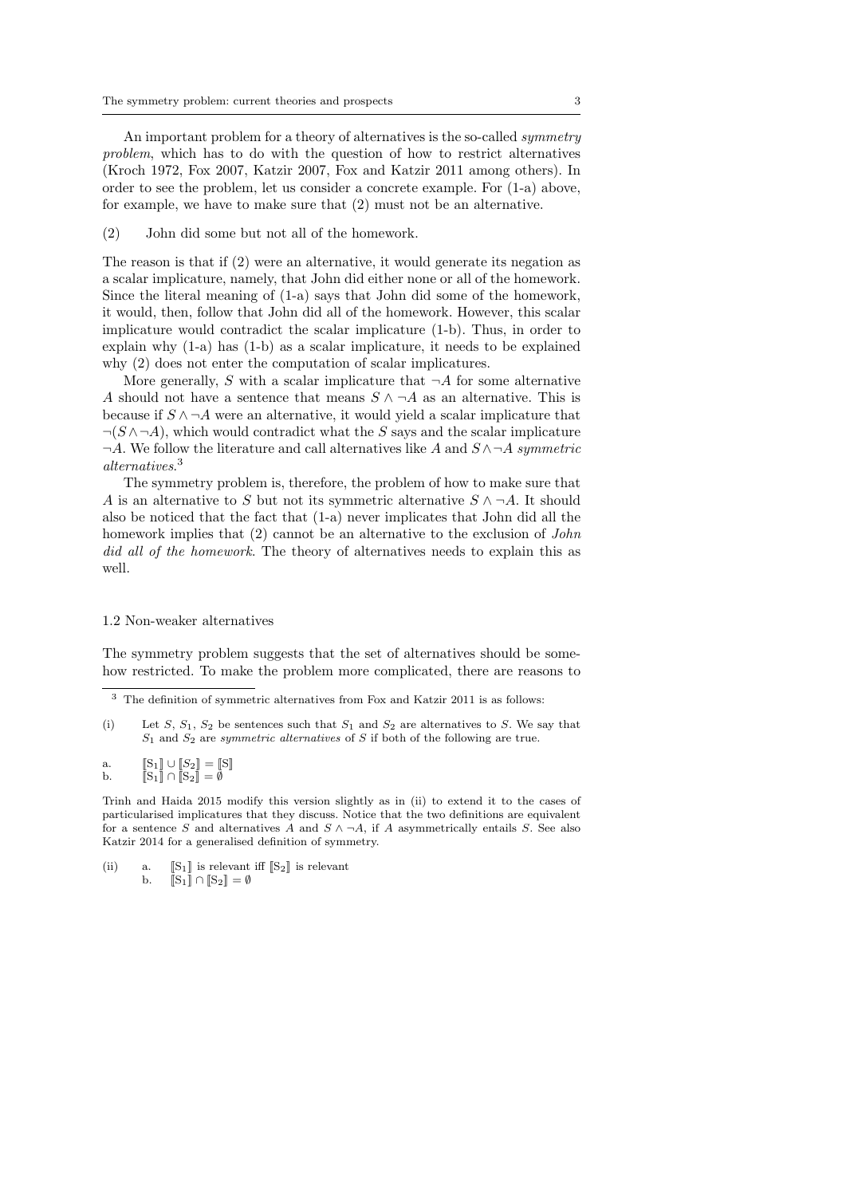An important problem for a theory of alternatives is the so-called *symmetry problem*, which has to do with the question of how to restrict alternatives (Kroch 1972, Fox 2007, Katzir 2007, Fox and Katzir 2011 among others). In order to see the problem, let us consider a concrete example. For (1-a) above, for example, we have to make sure that (2) must not be an alternative.

(2) John did some but not all of the homework.

The reason is that if (2) were an alternative, it would generate its negation as a scalar implicature, namely, that John did either none or all of the homework. Since the literal meaning of (1-a) says that John did some of the homework, it would, then, follow that John did all of the homework. However, this scalar implicature would contradict the scalar implicature (1-b). Thus, in order to explain why (1-a) has (1-b) as a scalar implicature, it needs to be explained why (2) does not enter the computation of scalar implicatures.

More generally, $S$ with a scalar implicature that $\neg A$ for some alternative $A$ should not have a sentence that means $S \wedge \neg A$ as an alternative. This is because if $S \wedge \neg A$ were an alternative, it would yield a scalar implicature that $\neg(S \wedge \neg A)$, which would contradict what the $S$ says and the scalar implicature $\neg A$. We follow the literature and call alternatives like $A$ and $S \wedge \neg A$ *symmetric alternatives*.[3]

The symmetry problem is, therefore, the problem of how to make sure that $A$ is an alternative to $S$ but not its symmetric alternative $S \wedge \neg A$. It should also be noticed that the fact that (1-a) never implicates that John did all the homework implies that (2) cannot be an alternative to the exclusion of *John did all of the homework*. The theory of alternatives needs to explain this as well.

### 1.2 Non-weaker alternatives

The symmetry problem suggests that the set of alternatives should be somehow restricted. To make the problem more complicated, there are reasons to

---

[3] The definition of symmetric alternatives from Fox and Katzir 2011 is as follows:

(i) Let $S$, $S_1$, $S_2$ be sentences such that $S_1$ and $S_2$ are alternatives to $S$. We say that $S_1$ and $S_2$ are *symmetric alternatives* of $S$ if both of the following are true.

a. $[\![S_1]\!] \cup [\![S_2]\!] = [\![S]\!]$
b. $[\![S_1]\!] \cap [\![S_2]\!] = \emptyset$

Trinh and Haida 2015 modify this version slightly as in (ii) to extend it to the cases of particularised implicatures that they discuss. Notice that the two definitions are equivalent for a sentence $S$ and alternatives $A$ and $S \wedge \neg A$, if $A$ asymmetrically entails $S$. See also Katzir 2014 for a generalised definition of symmetry.

(ii) a. $[\![S_1]\!]$ is relevant iff $[\![S_2]\!]$ is relevant
b. $[\![S_1]\!] \cap [\![S_2]\!] = \emptyset$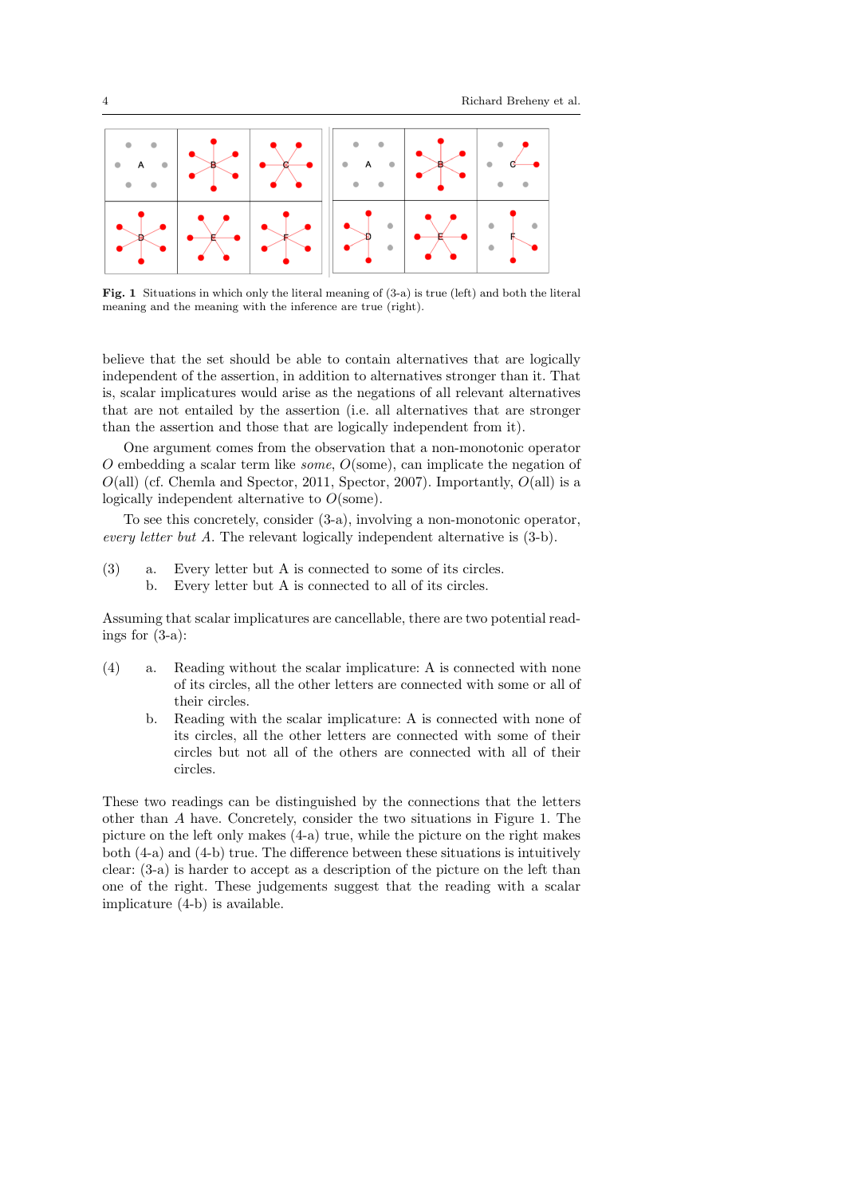**Fig. 1** Situations in which only the literal meaning of (3-a) is true (left) and both the literal meaning and the meaning with the inference are true (right).

believe that the set should be able to contain alternatives that are logically independent of the assertion, in addition to alternatives stronger than it. That is, scalar implicatures would arise as the negations of all relevant alternatives that are not entailed by the assertion (i.e. all alternatives that are stronger than the assertion and those that are logically independent from it).

One argument comes from the observation that a non-monotonic operator $O$ embedding a scalar term like *some*, $O$(some), can implicate the negation of $O$(all) (cf. Chemla and Spector, 2011, Spector, 2007). Importantly, $O$(all) is a logically independent alternative to $O$(some).

To see this concretely, consider (3-a), involving a non-monotonic operator, *every letter but A*. The relevant logically independent alternative is (3-b).

(3) a. Every letter but A is connected to some of its circles.
    b. Every letter but A is connected to all of its circles.

Assuming that scalar implicatures are cancellable, there are two potential readings for (3-a):

(4) a. Reading without the scalar implicature: A is connected with none of its circles, all the other letters are connected with some or all of their circles.
    b. Reading with the scalar implicature: A is connected with none of its circles, all the other letters are connected with some of their circles but not all of the others are connected with all of their circles.

These two readings can be distinguished by the connections that the letters other than *A* have. Concretely, consider the two situations in Figure 1. The picture on the left only makes (4-a) true, while the picture on the right makes both (4-a) and (4-b) true. The difference between these situations is intuitively clear: (3-a) is harder to accept as a description of the picture on the left than one of the right. These judgements suggest that the reading with a scalar implicature (4-b) is available.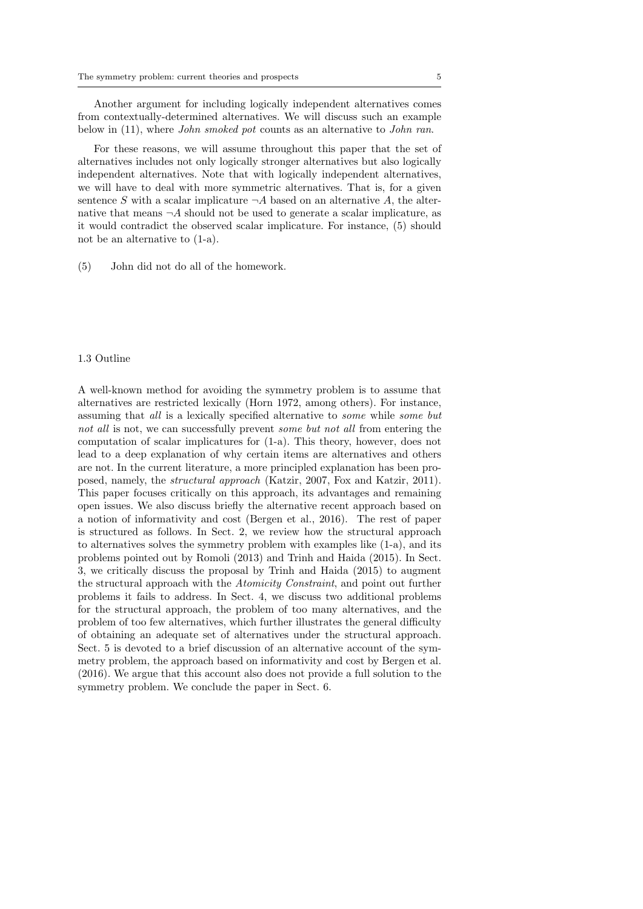Another argument for including logically independent alternatives comes from contextually-determined alternatives. We will discuss such an example below in (11), where *John smoked pot* counts as an alternative to *John ran*.

For these reasons, we will assume throughout this paper that the set of alternatives includes not only logically stronger alternatives but also logically independent alternatives. Note that with logically independent alternatives, we will have to deal with more symmetric alternatives. That is, for a given sentence $S$ with a scalar implicature $\neg A$ based on an alternative $A$, the alternative that means $\neg A$ should not be used to generate a scalar implicature, as it would contradict the observed scalar implicature. For instance, (5) should not be an alternative to (1-a).

(5) John did not do all of the homework.

### 1.3 Outline

A well-known method for avoiding the symmetry problem is to assume that alternatives are restricted lexically (Horn 1972, among others). For instance, assuming that *all* is a lexically specified alternative to *some* while *some but not all* is not, we can successfully prevent *some but not all* from entering the computation of scalar implicatures for (1-a). This theory, however, does not lead to a deep explanation of why certain items are alternatives and others are not. In the current literature, a more principled explanation has been proposed, namely, the *structural approach* (Katzir, 2007, Fox and Katzir, 2011). This paper focuses critically on this approach, its advantages and remaining open issues. We also discuss briefly the alternative recent approach based on a notion of informativity and cost (Bergen et al., 2016). The rest of paper is structured as follows. In Sect. 2, we review how the structural approach to alternatives solves the symmetry problem with examples like (1-a), and its problems pointed out by Romoli (2013) and Trinh and Haida (2015). In Sect. 3, we critically discuss the proposal by Trinh and Haida (2015) to augment the structural approach with the *Atomicity Constraint*, and point out further problems it fails to address. In Sect. 4, we discuss two additional problems for the structural approach, the problem of too many alternatives, and the problem of too few alternatives, which further illustrates the general difficulty of obtaining an adequate set of alternatives under the structural approach. Sect. 5 is devoted to a brief discussion of an alternative account of the symmetry problem, the approach based on informativity and cost by Bergen et al. (2016). We argue that this account also does not provide a full solution to the symmetry problem. We conclude the paper in Sect. 6.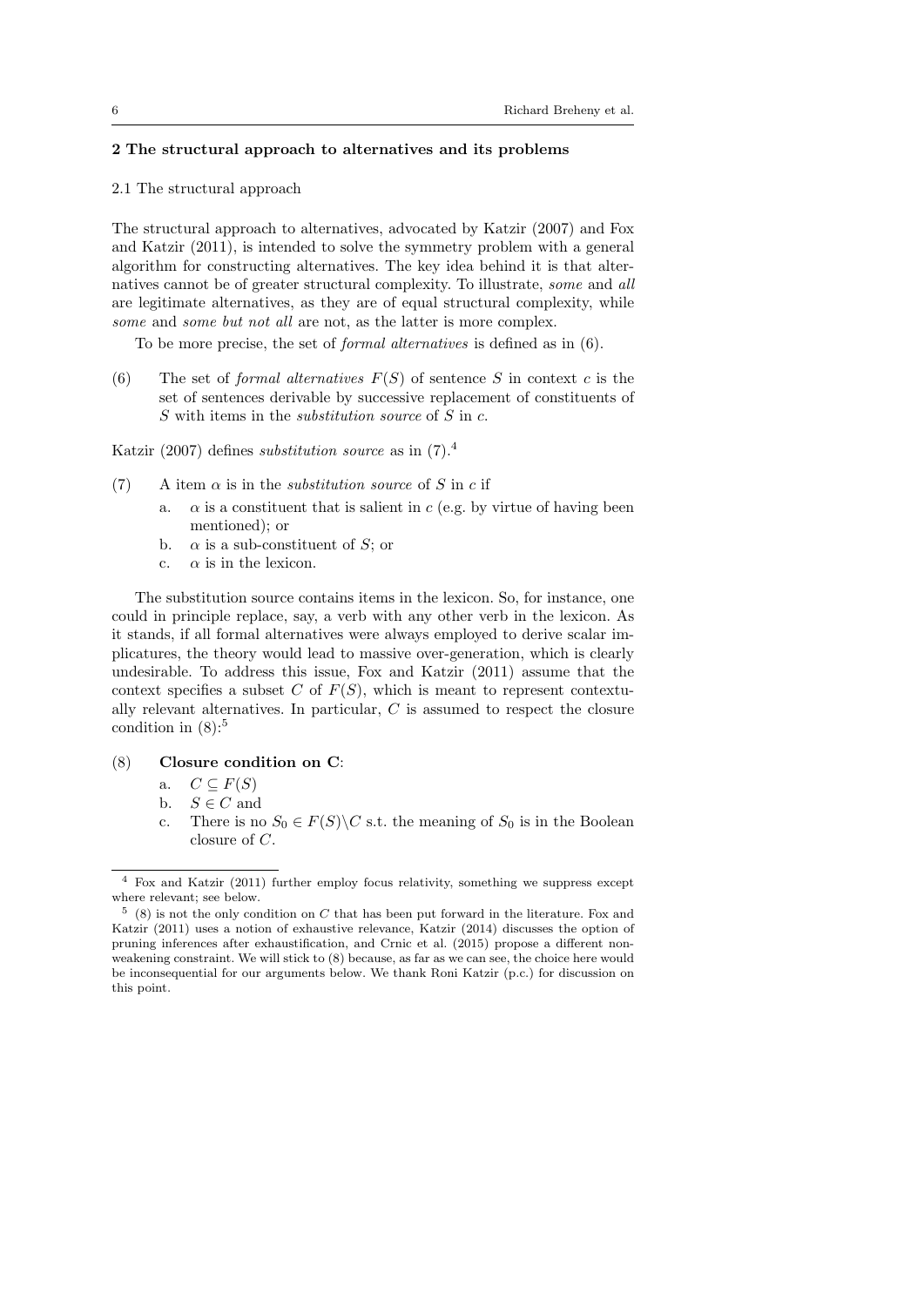## 2 The structural approach to alternatives and its problems

### 2.1 The structural approach

The structural approach to alternatives, advocated by Katzir (2007) and Fox and Katzir (2011), is intended to solve the symmetry problem with a general algorithm for constructing alternatives. The key idea behind it is that alternatives cannot be of greater structural complexity. To illustrate, *some* and *all* are legitimate alternatives, as they are of equal structural complexity, while *some* and *some but not all* are not, as the latter is more complex.

To be more precise, the set of *formal alternatives* is defined as in (6).

(6) The set of *formal alternatives* $F(S)$ of sentence $S$ in context $c$ is the set of sentences derivable by successive replacement of constituents of $S$ with items in the *substitution source* of $S$ in $c$.

Katzir (2007) defines *substitution source* as in (7).[4]

(7) A item $\alpha$ is in the *substitution source* of $S$ in $c$ if
   a. $\alpha$ is a constituent that is salient in $c$ (e.g. by virtue of having been mentioned); or
   b. $\alpha$ is a sub-constituent of $S$; or
   c. $\alpha$ is in the lexicon.

The substitution source contains items in the lexicon. So, for instance, one could in principle replace, say, a verb with any other verb in the lexicon. As it stands, if all formal alternatives were always employed to derive scalar implicatures, the theory would lead to massive over-generation, which is clearly undesirable. To address this issue, Fox and Katzir (2011) assume that the context specifies a subset $C$ of $F(S)$, which is meant to represent contextually relevant alternatives. In particular, $C$ is assumed to respect the closure condition in (8):[5]

(8) **Closure condition on C**:
   a. $C \subseteq F(S)$
   b. $S \in C$ and
   c. There is no $S_0 \in F(S) \backslash C$ s.t. the meaning of $S_0$ is in the Boolean closure of $C$.

---

[4] Fox and Katzir (2011) further employ focus relativity, something we suppress except where relevant; see below.

[5] (8) is not the only condition on $C$ that has been put forward in the literature. Fox and Katzir (2011) uses a notion of exhaustive relevance, Katzir (2014) discusses the option of pruning inferences after exhaustification, and Crnic et al. (2015) propose a different non-weakening constraint. We will stick to (8) because, as far as we can see, the choice here would be inconsequential for our arguments below. We thank Roni Katzir (p.c.) for discussion on this point.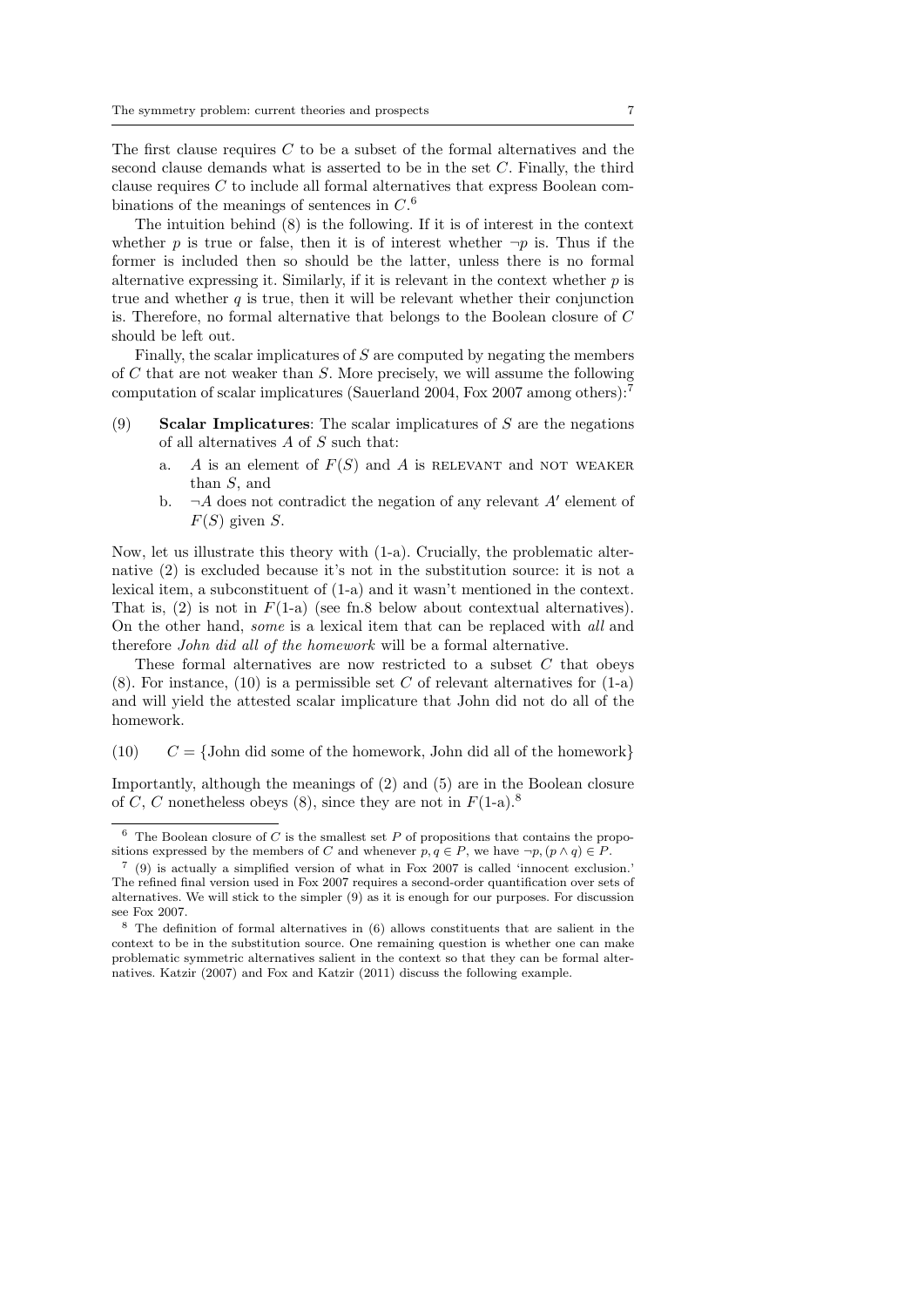The first clause requires $C$ to be a subset of the formal alternatives and the second clause demands what is asserted to be in the set $C$. Finally, the third clause requires $C$ to include all formal alternatives that express Boolean combinations of the meanings of sentences in $C$.[6]

The intuition behind (8) is the following. If it is of interest in the context whether $p$ is true or false, then it is of interest whether $\neg p$ is. Thus if the former is included then so should be the latter, unless there is no formal alternative expressing it. Similarly, if it is relevant in the context whether $p$ is true and whether $q$ is true, then it will be relevant whether their conjunction is. Therefore, no formal alternative that belongs to the Boolean closure of $C$ should be left out.

Finally, the scalar implicatures of $S$ are computed by negating the members of $C$ that are not weaker than $S$. More precisely, we will assume the following computation of scalar implicatures (Sauerland 2004, Fox 2007 among others):[7]

(9) **Scalar Implicatures**: The scalar implicatures of $S$ are the negations of all alternatives $A$ of $S$ such that:

a. $A$ is an element of $F(S)$ and $A$ is RELEVANT and NOT WEAKER than $S$, and

b. $\neg A$ does not contradict the negation of any relevant $A'$ element of $F(S)$ given $S$.

Now, let us illustrate this theory with (1-a). Crucially, the problematic alternative (2) is excluded because it's not in the substitution source: it is not a lexical item, a subconstituent of (1-a) and it wasn't mentioned in the context. That is, (2) is not in $F$(1-a) (see fn.8 below about contextual alternatives). On the other hand, *some* is a lexical item that can be replaced with *all* and therefore *John did all of the homework* will be a formal alternative.

These formal alternatives are now restricted to a subset $C$ that obeys (8). For instance, (10) is a permissible set $C$ of relevant alternatives for (1-a) and will yield the attested scalar implicature that John did not do all of the homework.

(10) $C$ = {John did some of the homework, John did all of the homework}

Importantly, although the meanings of (2) and (5) are in the Boolean closure of $C$, $C$ nonetheless obeys (8), since they are not in $F$(1-a).[8]

---

[6] The Boolean closure of $C$ is the smallest set $P$ of propositions that contains the propositions expressed by the members of $C$ and whenever $p, q \in P$, we have $\neg p, (p \wedge q) \in P$.

[7] (9) is actually a simplified version of what in Fox 2007 is called 'innocent exclusion.' The refined final version used in Fox 2007 requires a second-order quantification over sets of alternatives. We will stick to the simpler (9) as it is enough for our purposes. For discussion see Fox 2007.

[8] The definition of formal alternatives in (6) allows constituents that are salient in the context to be in the substitution source. One remaining question is whether one can make problematic symmetric alternatives salient in the context so that they can be formal alternatives. Katzir (2007) and Fox and Katzir (2011) discuss the following example.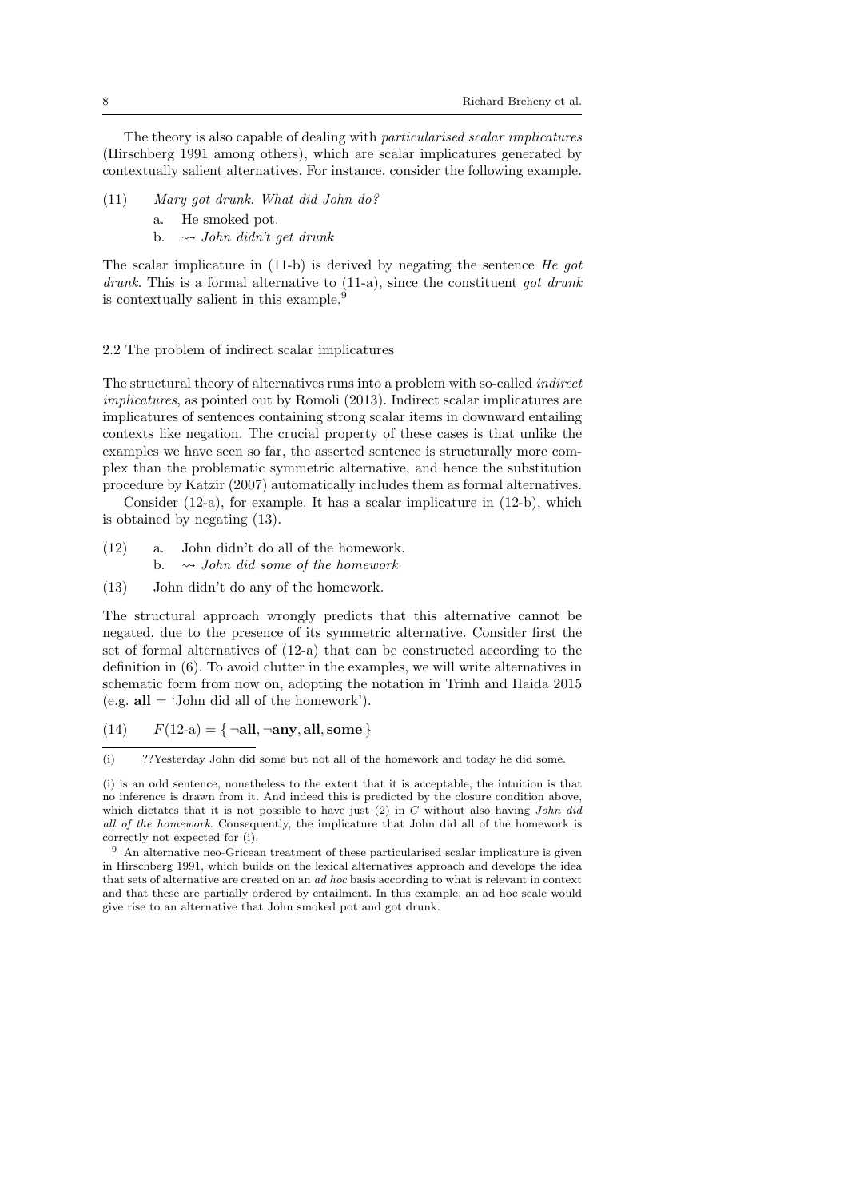The theory is also capable of dealing with *particularised scalar implicatures* (Hirschberg 1991 among others), which are scalar implicatures generated by contextually salient alternatives. For instance, consider the following example.

(11) *Mary got drunk. What did John do?*
  a. He smoked pot.
  b. $\rightsquigarrow$ *John didn't get drunk*

The scalar implicature in (11-b) is derived by negating the sentence *He got drunk*. This is a formal alternative to (11-a), since the constituent *got drunk* is contextually salient in this example.[9]

### 2.2 The problem of indirect scalar implicatures

The structural theory of alternatives runs into a problem with so-called *indirect implicatures*, as pointed out by Romoli (2013). Indirect scalar implicatures are implicatures of sentences containing strong scalar items in downward entailing contexts like negation. The crucial property of these cases is that unlike the examples we have seen so far, the asserted sentence is structurally more complex than the problematic symmetric alternative, and hence the substitution procedure by Katzir (2007) automatically includes them as formal alternatives.

Consider (12-a), for example. It has a scalar implicature in (12-b), which is obtained by negating (13).

(12) a. John didn't do all of the homework.
  b. $\rightsquigarrow$ *John did some of the homework*

(13) John didn't do any of the homework.

The structural approach wrongly predicts that this alternative cannot be negated, due to the presence of its symmetric alternative. Consider first the set of formal alternatives of (12-a) that can be constructed according to the definition in (6). To avoid clutter in the examples, we will write alternatives in schematic form from now on, adopting the notation in Trinh and Haida 2015 (e.g. **all** = 'John did all of the homework').

(14) $F(\text{12-a}) = \{\neg\textbf{all}, \neg\textbf{any}, \textbf{all}, \textbf{some}\}$

---

(i) ??Yesterday John did some but not all of the homework and today he did some.

(i) is an odd sentence, nonetheless to the extent that it is acceptable, the intuition is that no inference is drawn from it. And indeed this is predicted by the closure condition above, which dictates that it is not possible to have just (2) in $C$ without also having *John did all of the homework*. Consequently, the implicature that John did all of the homework is correctly not expected for (i).

[9] An alternative neo-Gricean treatment of these particularised scalar implicature is given in Hirschberg 1991, which builds on the lexical alternatives approach and develops the idea that sets of alternative are created on an *ad hoc* basis according to what is relevant in context and that these are partially ordered by entailment. In this example, an ad hoc scale would give rise to an alternative that John smoked pot and got drunk.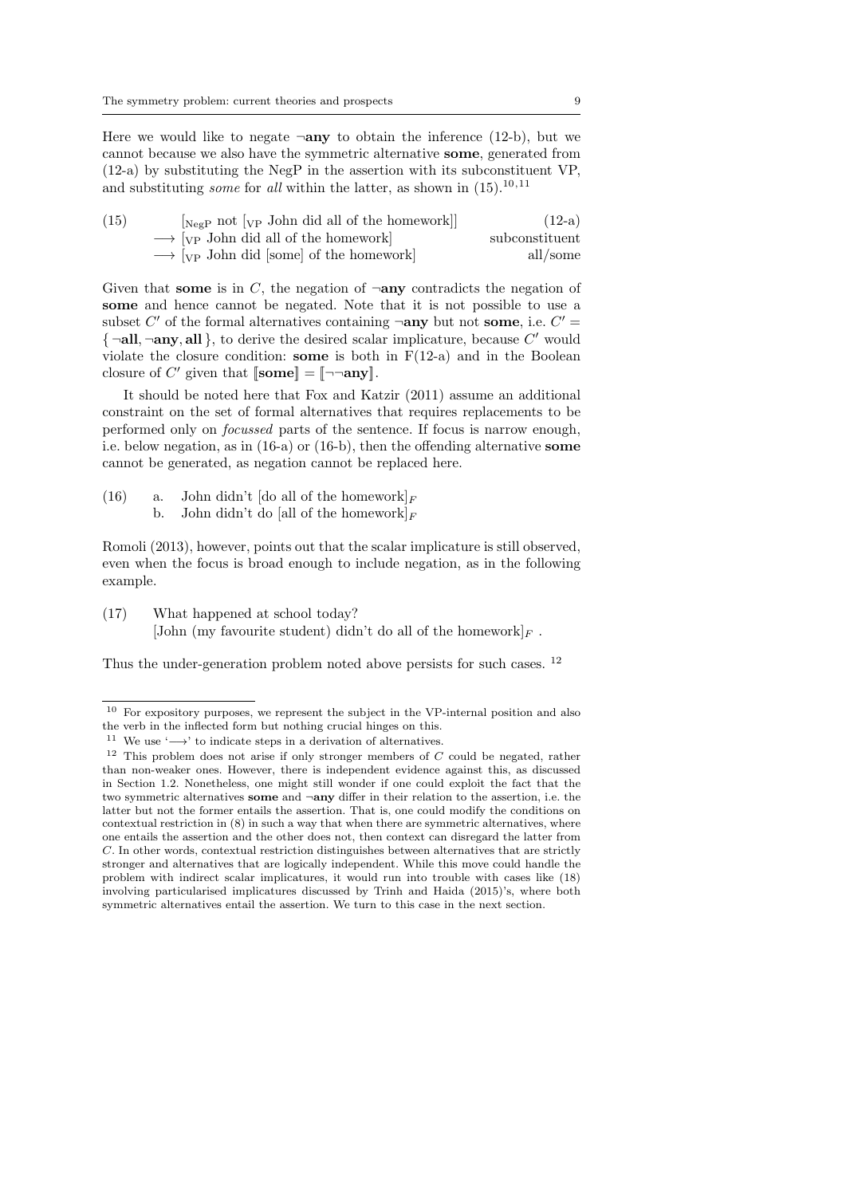Here we would like to negate **¬any** to obtain the inference (12-b), but we cannot because we also have the symmetric alternative **some**, generated from (12-a) by substituting the NegP in the assertion with its subconstituent VP, and substituting *some* for *all* within the latter, as shown in (15).[10,11]

(15) $[_{\text{NegP}}$ not $[_{\text{VP}}$ John did all of the homework$]]$ (12-a)
$\longrightarrow$ $[_{\text{VP}}$ John did all of the homework$]$ subconstituent
$\longrightarrow$ $[_{\text{VP}}$ John did [some] of the homework$]$ all/some

Given that **some** is in $C$, the negation of **¬any** contradicts the negation of **some** and hence cannot be negated. Note that it is not possible to use a subset $C'$ of the formal alternatives containing **¬any** but not **some**, i.e. $C' = \{\neg\textbf{all}, \neg\textbf{any}, \textbf{all}\}$, to derive the desired scalar implicature, because $C'$ would violate the closure condition: **some** is both in F(12-a) and in the Boolean closure of $C'$ given that $[\![\textbf{some}]\!] = [\![\neg\neg\textbf{any}]\!]$.

It should be noted here that Fox and Katzir (2011) assume an additional constraint on the set of formal alternatives that requires replacements to be performed only on *focussed* parts of the sentence. If focus is narrow enough, i.e. below negation, as in (16-a) or (16-b), then the offending alternative **some** cannot be generated, as negation cannot be replaced here.

(16) a. John didn't [do all of the homework]$_F$
b. John didn't do [all of the homework]$_F$

Romoli (2013), however, points out that the scalar implicature is still observed, even when the focus is broad enough to include negation, as in the following example.

(17) What happened at school today?
[John (my favourite student) didn't do all of the homework]$_F$ .

Thus the under-generation problem noted above persists for such cases. [12]

---

[10] For expository purposes, we represent the subject in the VP-internal position and also the verb in the inflected form but nothing crucial hinges on this.

[11] We use '$\longrightarrow$' to indicate steps in a derivation of alternatives.

[12] This problem does not arise if only stronger members of $C$ could be negated, rather than non-weaker ones. However, there is independent evidence against this, as discussed in Section 1.2. Nonetheless, one might still wonder if one could exploit the fact that the two symmetric alternatives **some** and **¬any** differ in their relation to the assertion, i.e. the latter but not the former entails the assertion. That is, one could modify the conditions on contextual restriction in (8) in such a way that when there are symmetric alternatives, where one entails the assertion and the other does not, then context can disregard the latter from $C$. In other words, contextual restriction distinguishes between alternatives that are strictly stronger and alternatives that are logically independent. While this move could handle the problem with indirect scalar implicatures, it would run into trouble with cases like (18) involving particularised implicatures discussed by Trinh and Haida (2015)'s, where both symmetric alternatives entail the assertion. We turn to this case in the next section.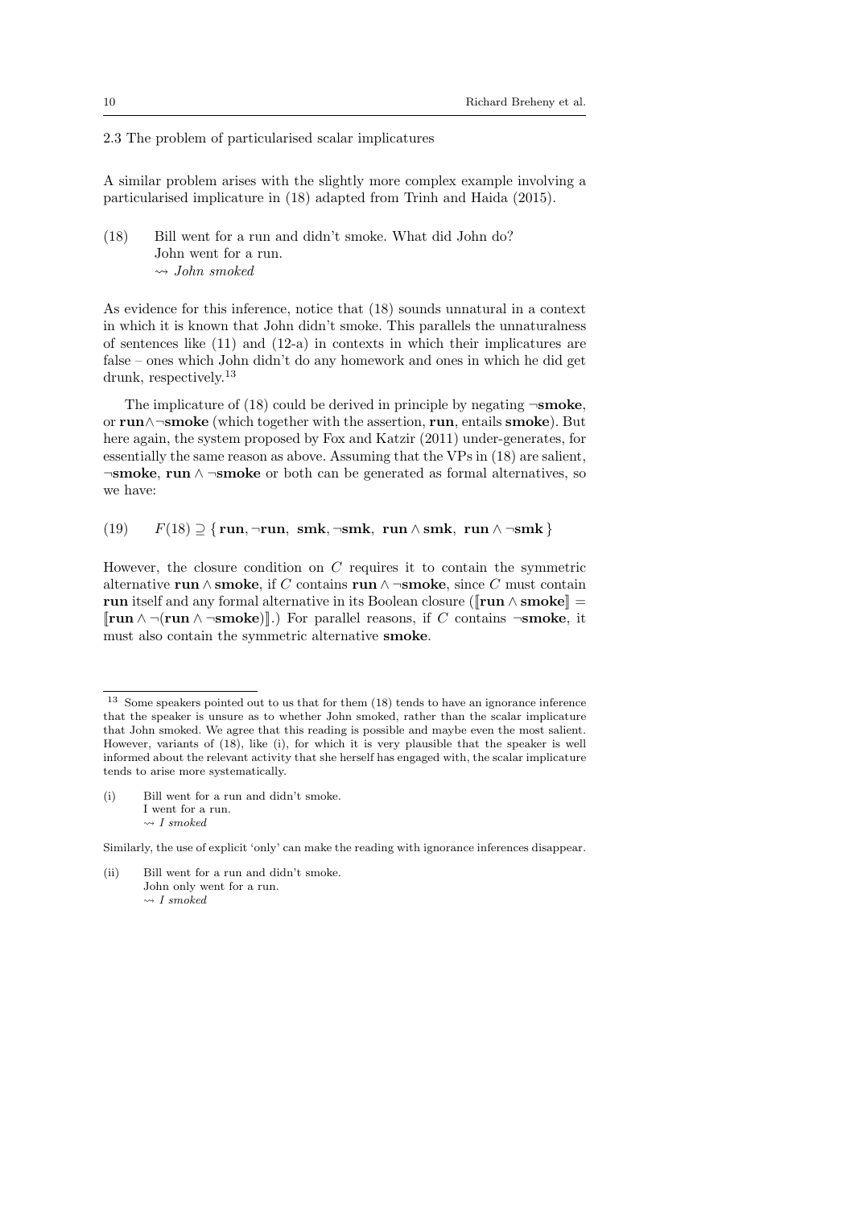### 2.3 The problem of particularised scalar implicatures

A similar problem arises with the slightly more complex example involving a particularised implicature in (18) adapted from Trinh and Haida (2015).

(18) Bill went for a run and didn't smoke. What did John do?
John went for a run.
$\rightsquigarrow$ *John smoked*

As evidence for this inference, notice that (18) sounds unnatural in a context in which it is known that John didn't smoke. This parallels the unnaturalness of sentences like (11) and (12-a) in contexts in which their implicatures are false – ones which John didn't do any homework and ones in which he did get drunk, respectively.[13]

The implicature of (18) could be derived in principle by negating $\neg$**smoke**, or **run**$\wedge\neg$**smoke** (which together with the assertion, **run**, entails **smoke**). But here again, the system proposed by Fox and Katzir (2011) under-generates, for essentially the same reason as above. Assuming that the VPs in (18) are salient, $\neg$**smoke**, **run** $\wedge$ $\neg$**smoke** or both can be generated as formal alternatives, so we have:

(19) $F(18) \supseteq \{\,\textbf{run}, \neg\textbf{run},\ \textbf{smk}, \neg\textbf{smk},\ \textbf{run} \wedge \textbf{smk},\ \textbf{run} \wedge \neg\textbf{smk}\,\}$

However, the closure condition on $C$ requires it to contain the symmetric alternative **run** $\wedge$ **smoke**, if $C$ contains **run** $\wedge$ $\neg$**smoke**, since $C$ must contain **run** itself and any formal alternative in its Boolean closure ($[\![\textbf{run} \wedge \textbf{smoke}]\!] = [\![\textbf{run} \wedge \neg(\textbf{run} \wedge \neg\textbf{smoke})]\!]$.) For parallel reasons, if $C$ contains $\neg$**smoke**, it must also contain the symmetric alternative **smoke**.

---

[13] Some speakers pointed out to us that for them (18) tends to have an ignorance inference that the speaker is unsure as to whether John smoked, rather than the scalar implicature that John smoked. We agree that this reading is possible and maybe even the most salient. However, variants of (18), like (i), for which it is very plausible that the speaker is well informed about the relevant activity that she herself has engaged with, the scalar implicature tends to arise more systematically.

(i) Bill went for a run and didn't smoke.
I went for a run.
$\rightsquigarrow$ *I smoked*

Similarly, the use of explicit 'only' can make the reading with ignorance inferences disappear.

(ii) Bill went for a run and didn't smoke.
John only went for a run.
$\rightsquigarrow$ *I smoked*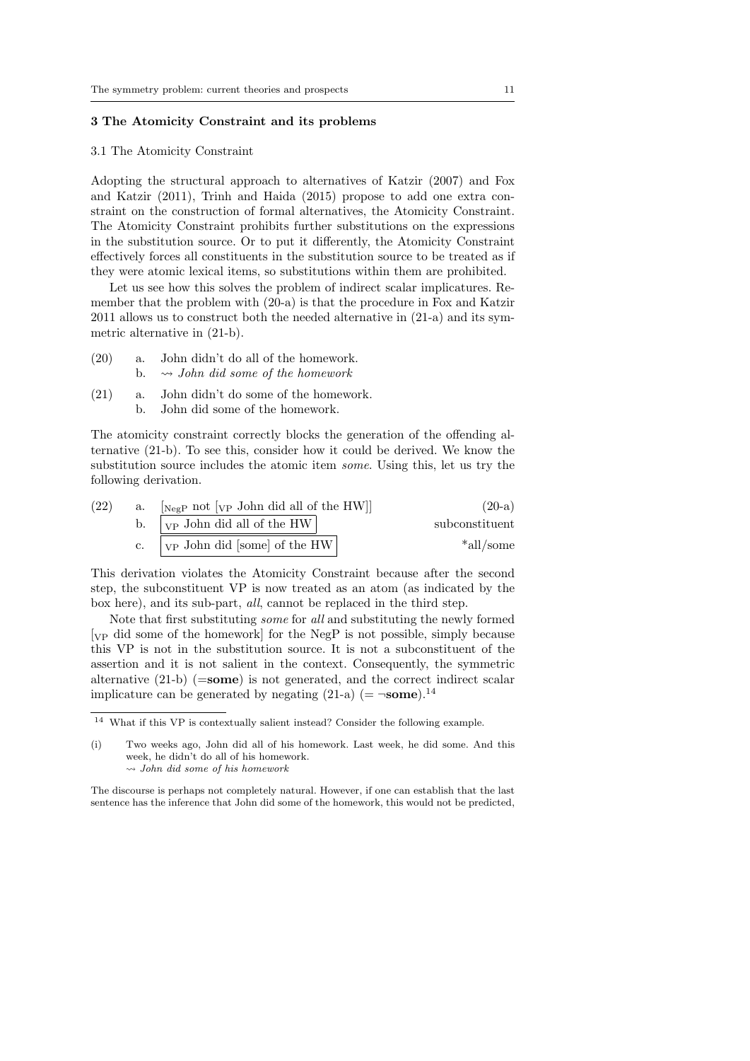## 3 The Atomicity Constraint and its problems

### 3.1 The Atomicity Constraint

Adopting the structural approach to alternatives of Katzir (2007) and Fox and Katzir (2011), Trinh and Haida (2015) propose to add one extra constraint on the construction of formal alternatives, the Atomicity Constraint. The Atomicity Constraint prohibits further substitutions on the expressions in the substitution source. Or to put it differently, the Atomicity Constraint effectively forces all constituents in the substitution source to be treated as if they were atomic lexical items, so substitutions within them are prohibited.

Let us see how this solves the problem of indirect scalar implicatures. Remember that the problem with (20-a) is that the procedure in Fox and Katzir 2011 allows us to construct both the needed alternative in (21-a) and its symmetric alternative in (21-b).

(20) a. John didn't do all of the homework.
     b. ⇝ *John did some of the homework*

(21) a. John didn't do some of the homework.
     b. John did some of the homework.

The atomicity constraint correctly blocks the generation of the offending alternative (21-b). To see this, consider how it could be derived. We know the substitution source includes the atomic item *some*. Using this, let us try the following derivation.

(22) a. [$_{\text{NegP}}$ not [$_{\text{VP}}$ John did all of the HW]] (20-a)
     b. [$_{\text{VP}}$ John did all of the HW] subconstituent
     c. [$_{\text{VP}}$ John did [some] of the HW] *all/some

This derivation violates the Atomicity Constraint because after the second step, the subconstituent VP is now treated as an atom (as indicated by the box here), and its sub-part, *all*, cannot be replaced in the third step.

Note that first substituting *some* for *all* and substituting the newly formed [$_{\text{VP}}$ did some of the homework] for the NegP is not possible, simply because this VP is not in the substitution source. It is not a subconstituent of the assertion and it is not salient in the context. Consequently, the symmetric alternative (21-b) (=**some**) is not generated, and the correct indirect scalar implicature can be generated by negating (21-a) (= ¬**some**).[14]

[14] What if this VP is contextually salient instead? Consider the following example.

(i) Two weeks ago, John did all of his homework. Last week, he did some. And this week, he didn't do all of his homework.
    ⇝ *John did some of his homework*

The discourse is perhaps not completely natural. However, if one can establish that the last sentence has the inference that John did some of the homework, this would not be predicted,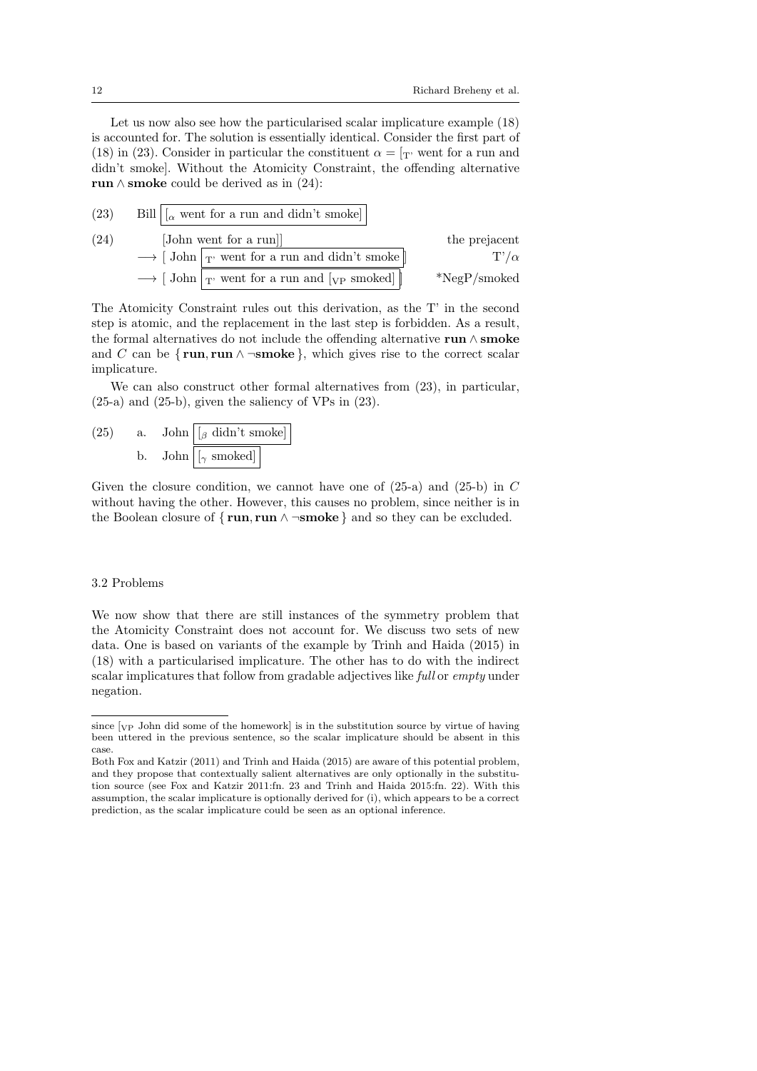Let us now also see how the particularised scalar implicature example (18) is accounted for. The solution is essentially identical. Consider the first part of (18) in (23). Consider in particular the constituent $\alpha = [_{\text{T'}}$ went for a run and didn't smoke]. Without the Atomicity Constraint, the offending alternative **run** $\wedge$ **smoke** could be derived as in (24):

(23) Bill $[_\alpha$ went for a run and didn't smoke]

(24) 
- [John went for a run]] — the prejacent
- $\longrightarrow$ [ John $[_{\text{T'}}$ went for a run and didn't smoke] ] — T'/$\alpha$
- $\longrightarrow$ [ John $[_{\text{T'}}$ went for a run and $[_{\text{VP}}$ smoked] ] ] — *NegP/smoked

The Atomicity Constraint rules out this derivation, as the T' in the second step is atomic, and the replacement in the last step is forbidden. As a result, the formal alternatives do not include the offending alternative **run** $\wedge$ **smoke** and $C$ can be $\{$ **run**, **run** $\wedge \neg$**smoke** $\}$, which gives rise to the correct scalar implicature.

We can also construct other formal alternatives from (23), in particular, (25-a) and (25-b), given the saliency of VPs in (23).

(25) a. John $[_\beta$ didn't smoke]

b. John $[_\gamma$ smoked]

Given the closure condition, we cannot have one of (25-a) and (25-b) in $C$ without having the other. However, this causes no problem, since neither is in the Boolean closure of $\{$ **run**, **run** $\wedge \neg$**smoke** $\}$ and so they can be excluded.

## 3.2 Problems

We now show that there are still instances of the symmetry problem that the Atomicity Constraint does not account for. We discuss two sets of new data. One is based on variants of the example by Trinh and Haida (2015) in (18) with a particularised implicature. The other has to do with the indirect scalar implicatures that follow from gradable adjectives like *full* or *empty* under negation.

---

since $[_{\text{VP}}$ John did some of the homework] is in the substitution source by virtue of having been uttered in the previous sentence, so the scalar implicature should be absent in this case.

Both Fox and Katzir (2011) and Trinh and Haida (2015) are aware of this potential problem, and they propose that contextually salient alternatives are only optionally in the substitution source (see Fox and Katzir 2011:fn. 23 and Trinh and Haida 2015:fn. 22). With this assumption, the scalar implicature is optionally derived for (i), which appears to be a correct prediction, as the scalar implicature could be seen as an optional inference.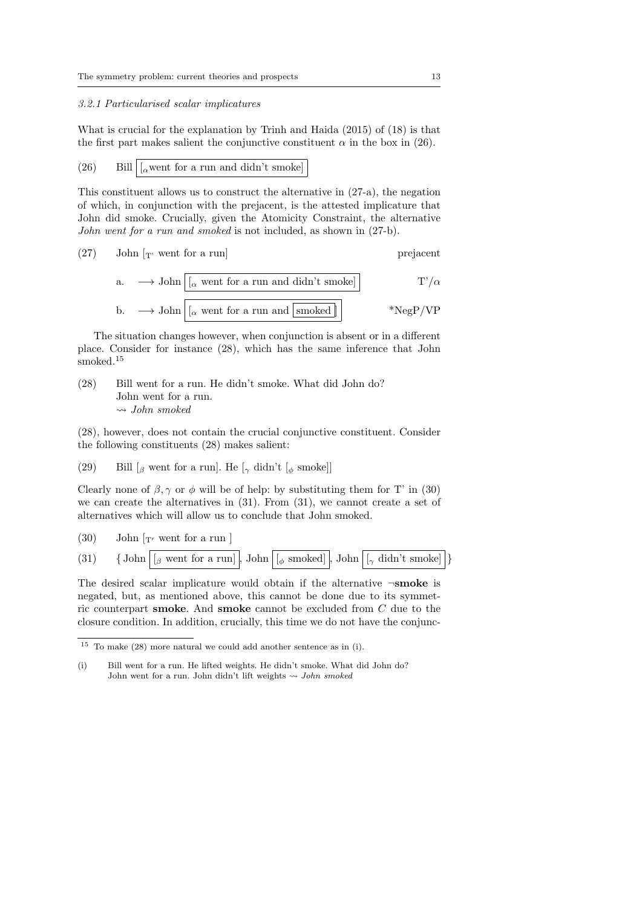*3.2.1 Particularised scalar implicatures*

What is crucial for the explanation by Trinh and Haida (2015) of (18) is that the first part makes salient the conjunctive constituent $\alpha$ in the box in (26).

(26) Bill [$_\alpha$went for a run and didn't smoke]

This constituent allows us to construct the alternative in (27-a), the negation of which, in conjunction with the prejacent, is the attested implicature that John did smoke. Crucially, given the Atomicity Constraint, the alternative *John went for a run and smoked* is not included, as shown in (27-b).

(27) John [$_{\mathrm{T'}}$ went for a run] — prejacent

a. $\longrightarrow$ John [$_\alpha$ went for a run and didn't smoke] — T'/$\alpha$

b. $\longrightarrow$ John [$_\alpha$ went for a run and [smoked]] — *NegP/VP

The situation changes however, when conjunction is absent or in a different place. Consider for instance (28), which has the same inference that John smoked.[15]

(28) Bill went for a run. He didn't smoke. What did John do?
John went for a run.
$\rightsquigarrow$ *John smoked*

(28), however, does not contain the crucial conjunctive constituent. Consider the following constituents (28) makes salient:

(29) Bill [$_\beta$ went for a run]. He [$_\gamma$ didn't [$_\phi$ smoke]]

Clearly none of $\beta, \gamma$ or $\phi$ will be of help: by substituting them for T' in (30) we can create the alternatives in (31). From (31), we cannot create a set of alternatives which will allow us to conclude that John smoked.

(30) John [$_{\mathrm{T'}}$ went for a run ]

(31) { John [$_\beta$ went for a run], John [$_\phi$ smoked], John [$_\gamma$ didn't smoke] }

The desired scalar implicature would obtain if the alternative $\neg$**smoke** is negated, but, as mentioned above, this cannot be done due to its symmetric counterpart **smoke**. And **smoke** cannot be excluded from $C$ due to the closure condition. In addition, crucially, this time we do not have the conjunc-

[15] To make (28) more natural we could add another sentence as in (i).

(i) Bill went for a run. He lifted weights. He didn't smoke. What did John do?
John went for a run. John didn't lift weights $\rightsquigarrow$ *John smoked*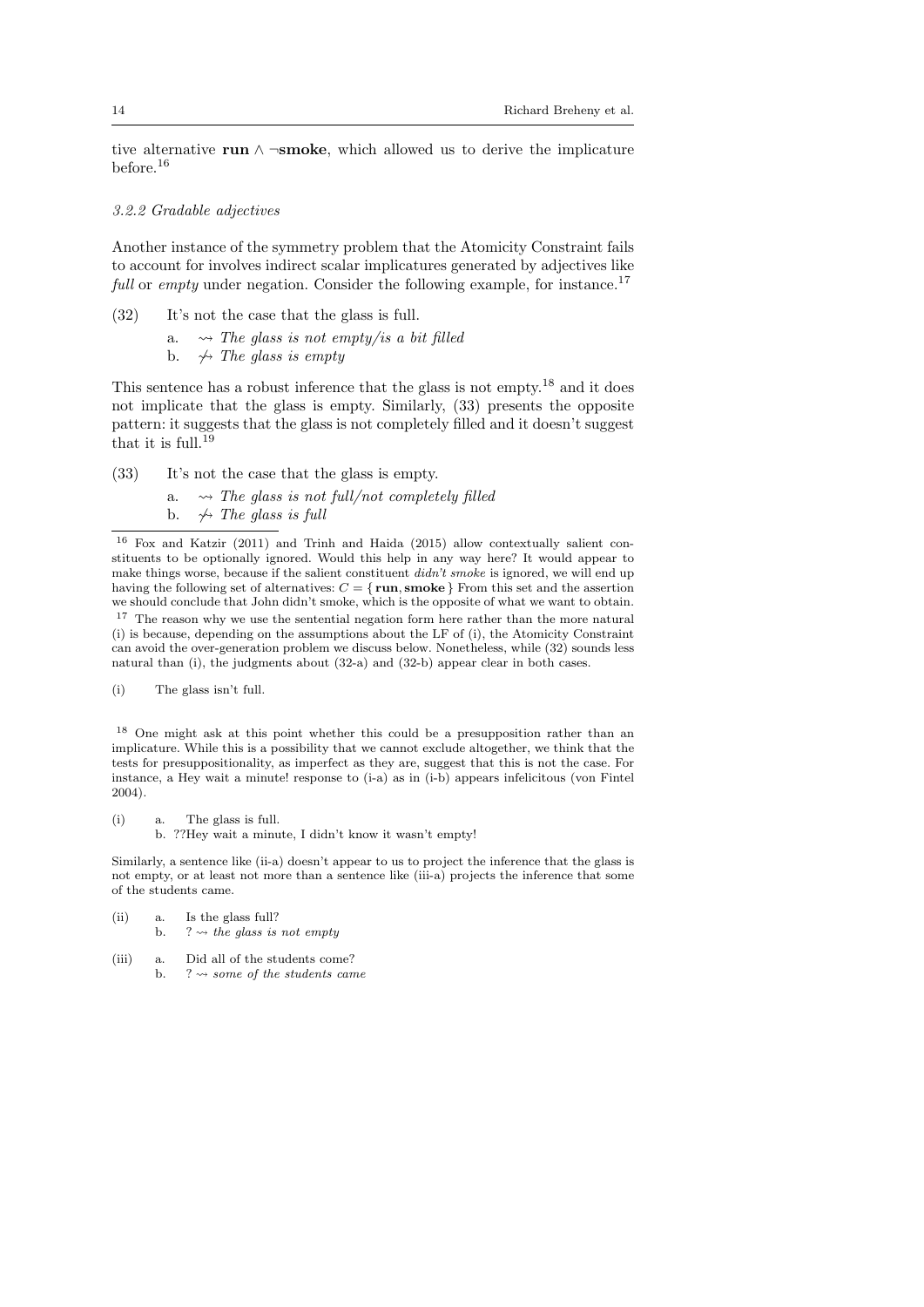tive alternative **run** $\wedge$ $\neg$**smoke**, which allowed us to derive the implicature before.[16]

### 3.2.2 Gradable adjectives

Another instance of the symmetry problem that the Atomicity Constraint fails to account for involves indirect scalar implicatures generated by adjectives like *full* or *empty* under negation. Consider the following example, for instance.[17]

(32) It's not the case that the glass is full.
  a. $\rightsquigarrow$ *The glass is not empty/is a bit filled*
  b. $\not\rightsquigarrow$ *The glass is empty*

This sentence has a robust inference that the glass is not empty.[18] and it does not implicate that the glass is empty. Similarly, (33) presents the opposite pattern: it suggests that the glass is not completely filled and it doesn't suggest that it is full.[19]

(33) It's not the case that the glass is empty.
  a. $\rightsquigarrow$ *The glass is not full/not completely filled*
  b. $\not\rightsquigarrow$ *The glass is full*

---

[16] Fox and Katzir (2011) and Trinh and Haida (2015) allow contextually salient constituents to be optionally ignored. Would this help in any way here? It would appear to make things worse, because if the salient constituent *didn't smoke* is ignored, we will end up having the following set of alternatives: $C = \{\,\mathbf{run}, \mathbf{smoke}\,\}$ From this set and the assertion we should conclude that John didn't smoke, which is the opposite of what we want to obtain.

[17] The reason why we use the sentential negation form here rather than the more natural (i) is because, depending on the assumptions about the LF of (i), the Atomicity Constraint can avoid the over-generation problem we discuss below. Nonetheless, while (32) sounds less natural than (i), the judgments about (32-a) and (32-b) appear clear in both cases.

(i) The glass isn't full.

[18] One might ask at this point whether this could be a presupposition rather than an implicature. While this is a possibility that we cannot exclude altogether, we think that the tests for presuppositionality, as imperfect as they are, suggest that this is not the case. For instance, a Hey wait a minute! response to (i-a) as in (i-b) appears infelicitous (von Fintel 2004).

(i) a. The glass is full.
  b. ??Hey wait a minute, I didn't know it wasn't empty!

Similarly, a sentence like (ii-a) doesn't appear to us to project the inference that the glass is not empty, or at least not more than a sentence like (iii-a) projects the inference that some of the students came.

(ii) a. Is the glass full?
  b. ? $\rightsquigarrow$ *the glass is not empty*

(iii) a. Did all of the students come?
  b. ? $\rightsquigarrow$ *some of the students came*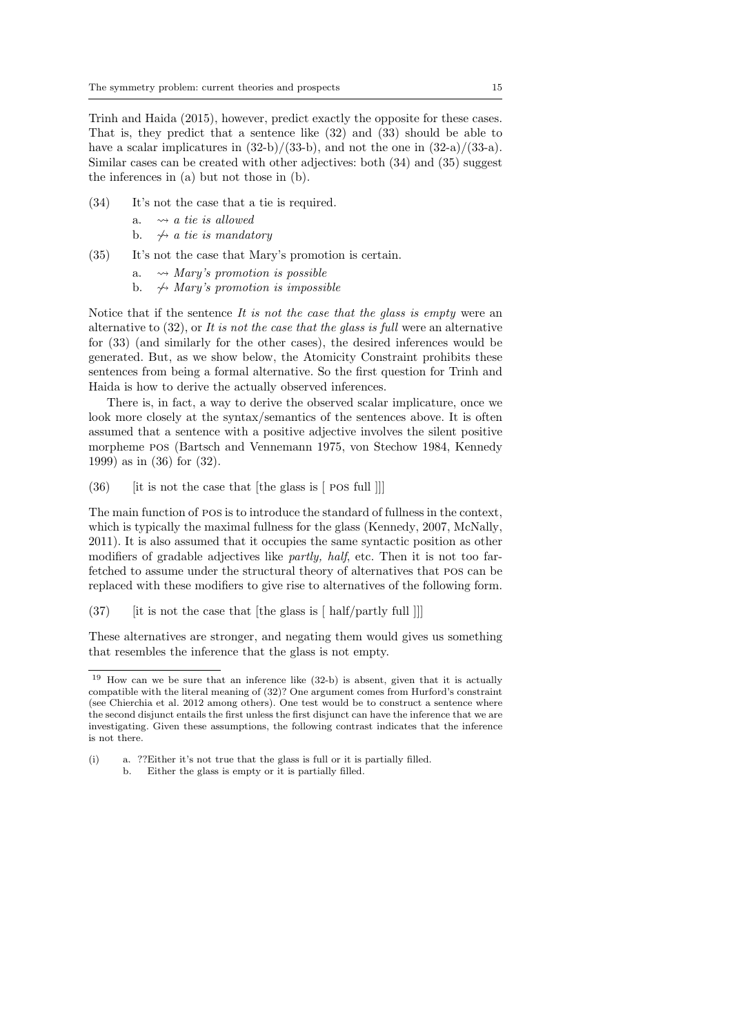Trinh and Haida (2015), however, predict exactly the opposite for these cases. That is, they predict that a sentence like (32) and (33) should be able to have a scalar implicatures in (32-b)/(33-b), and not the one in (32-a)/(33-a). Similar cases can be created with other adjectives: both (34) and (35) suggest the inferences in (a) but not those in (b).

(34) It's not the case that a tie is required.
  a. $\rightsquigarrow$ *a tie is allowed*
  b. $\not\rightsquigarrow$ *a tie is mandatory*

(35) It's not the case that Mary's promotion is certain.
  a. $\rightsquigarrow$ *Mary's promotion is possible*
  b. $\not\rightsquigarrow$ *Mary's promotion is impossible*

Notice that if the sentence *It is not the case that the glass is empty* were an alternative to (32), or *It is not the case that the glass is full* were an alternative for (33) (and similarly for the other cases), the desired inferences would be generated. But, as we show below, the Atomicity Constraint prohibits these sentences from being a formal alternative. So the first question for Trinh and Haida is how to derive the actually observed inferences.

There is, in fact, a way to derive the observed scalar implicature, once we look more closely at the syntax/semantics of the sentences above. It is often assumed that a sentence with a positive adjective involves the silent positive morpheme POS (Bartsch and Vennemann 1975, von Stechow 1984, Kennedy 1999) as in (36) for (32).

(36) [it is not the case that [the glass is [ POS full ]]]

The main function of POS is to introduce the standard of fullness in the context, which is typically the maximal fullness for the glass (Kennedy, 2007, McNally, 2011). It is also assumed that it occupies the same syntactic position as other modifiers of gradable adjectives like *partly, half*, etc. Then it is not too far-fetched to assume under the structural theory of alternatives that POS can be replaced with these modifiers to give rise to alternatives of the following form.

(37) [it is not the case that [the glass is [ half/partly full ]]]

These alternatives are stronger, and negating them would gives us something that resembles the inference that the glass is not empty.

---

[19] How can we be sure that an inference like (32-b) is absent, given that it is actually compatible with the literal meaning of (32)? One argument comes from Hurford's constraint (see Chierchia et al. 2012 among others). One test would be to construct a sentence where the second disjunct entails the first unless the first disjunct can have the inference that we are investigating. Given these assumptions, the following contrast indicates that the inference is not there.

(i) a. ??Either it's not true that the glass is full or it is partially filled.
  b. Either the glass is empty or it is partially filled.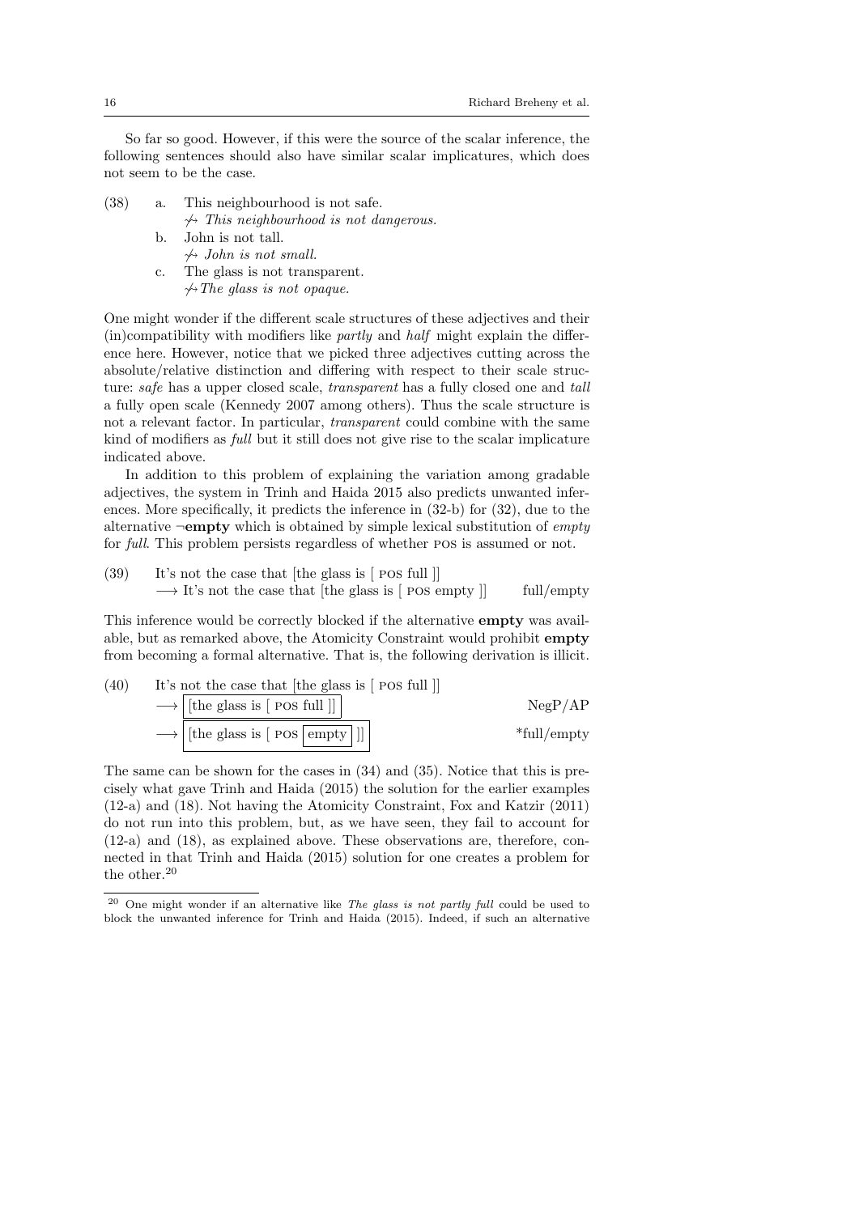So far so good. However, if this were the source of the scalar inference, the following sentences should also have similar scalar implicatures, which does not seem to be the case.

(38) a. This neighbourhood is not safe.
  $\not\rightsquigarrow$ *This neighbourhood is not dangerous.*

  b. John is not tall.
  $\not\rightsquigarrow$ *John is not small.*

  c. The glass is not transparent.
  $\not\rightsquigarrow$ *The glass is not opaque.*

One might wonder if the different scale structures of these adjectives and their (in)compatibility with modifiers like *partly* and *half* might explain the difference here. However, notice that we picked three adjectives cutting across the absolute/relative distinction and differing with respect to their scale structure: *safe* has a upper closed scale, *transparent* has a fully closed one and *tall* a fully open scale (Kennedy 2007 among others). Thus the scale structure is not a relevant factor. In particular, *transparent* could combine with the same kind of modifiers as *full* but it still does not give rise to the scalar implicature indicated above.

In addition to this problem of explaining the variation among gradable adjectives, the system in Trinh and Haida 2015 also predicts unwanted inferences. More specifically, it predicts the inference in (32-b) for (32), due to the alternative ¬**empty** which is obtained by simple lexical substitution of *empty* for *full*. This problem persists regardless of whether POS is assumed or not.

(39) It's not the case that [the glass is [ POS full ]]
  $\longrightarrow$ It's not the case that [the glass is [ POS empty ]]  full/empty

This inference would be correctly blocked if the alternative **empty** was available, but as remarked above, the Atomicity Constraint would prohibit **empty** from becoming a formal alternative. That is, the following derivation is illicit.

(40) It's not the case that [the glass is [ POS full ]]
  $\longrightarrow$ [the glass is [ POS full ]]  NegP/AP
  $\longrightarrow$ [the glass is [ POS [empty] ]]  *full/empty

The same can be shown for the cases in (34) and (35). Notice that this is precisely what gave Trinh and Haida (2015) the solution for the earlier examples (12-a) and (18). Not having the Atomicity Constraint, Fox and Katzir (2011) do not run into this problem, but, as we have seen, they fail to account for (12-a) and (18), as explained above. These observations are, therefore, connected in that Trinh and Haida (2015) solution for one creates a problem for the other.[20]

[20] One might wonder if an alternative like *The glass is not partly full* could be used to block the unwanted inference for Trinh and Haida (2015). Indeed, if such an alternative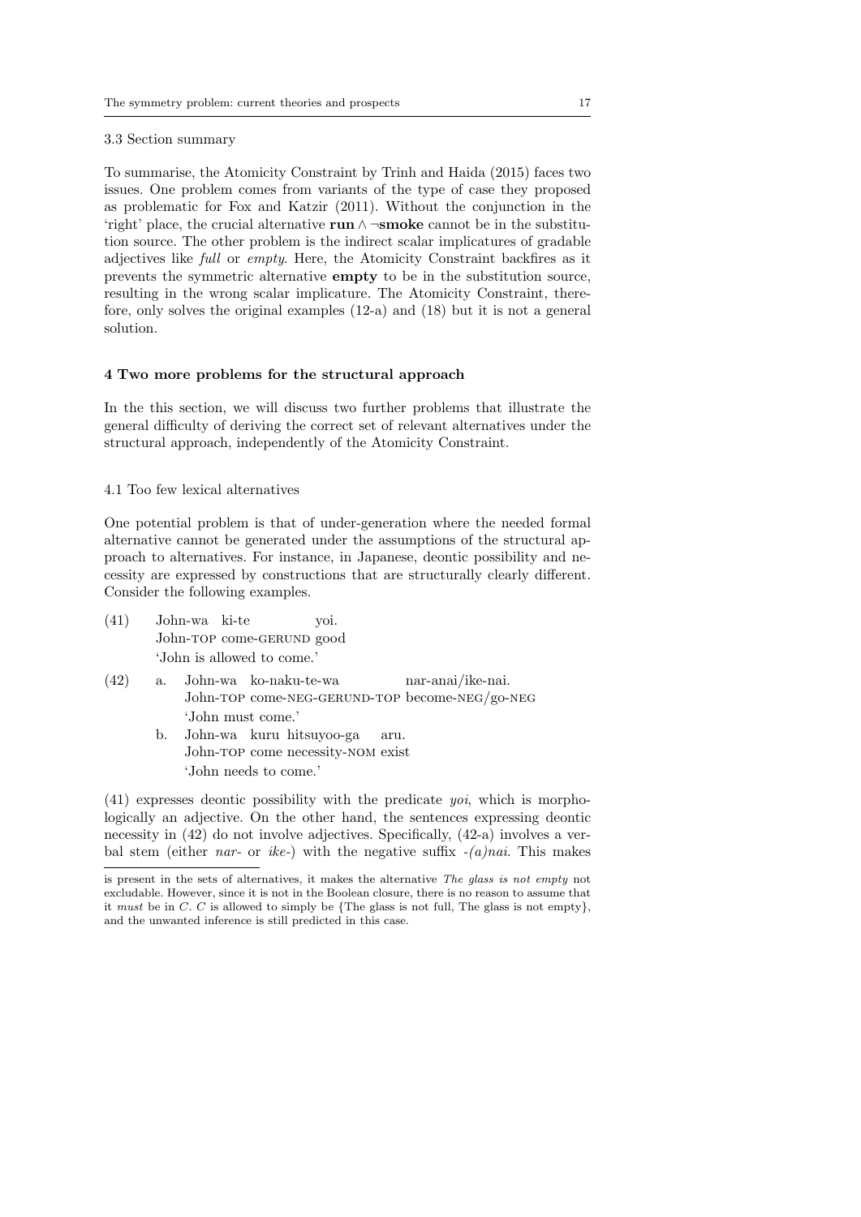### 3.3 Section summary

To summarise, the Atomicity Constraint by Trinh and Haida (2015) faces two issues. One problem comes from variants of the type of case they proposed as problematic for Fox and Katzir (2011). Without the conjunction in the 'right' place, the crucial alternative **run** ∧ ¬**smoke** cannot be in the substitution source. The other problem is the indirect scalar implicatures of gradable adjectives like *full* or *empty*. Here, the Atomicity Constraint backfires as it prevents the symmetric alternative **empty** to be in the substitution source, resulting in the wrong scalar implicature. The Atomicity Constraint, therefore, only solves the original examples (12-a) and (18) but it is not a general solution.

## 4 Two more problems for the structural approach

In the this section, we will discuss two further problems that illustrate the general difficulty of deriving the correct set of relevant alternatives under the structural approach, independently of the Atomicity Constraint.

### 4.1 Too few lexical alternatives

One potential problem is that of under-generation where the needed formal alternative cannot be generated under the assumptions of the structural approach to alternatives. For instance, in Japanese, deontic possibility and necessity are expressed by constructions that are structurally clearly different. Consider the following examples.

(41) John-wa ki-te yoi.
John-TOP come-GERUND good
'John is allowed to come.'

(42) a. John-wa ko-naku-te-wa nar-anai/ike-nai.
John-TOP come-NEG-GERUND-TOP become-NEG/go-NEG
'John must come.'

b. John-wa kuru hitsuyoo-ga aru.
John-TOP come necessity-NOM exist
'John needs to come.'

(41) expresses deontic possibility with the predicate *yoi*, which is morphologically an adjective. On the other hand, the sentences expressing deontic necessity in (42) do not involve adjectives. Specifically, (42-a) involves a verbal stem (either *nar-* or *ike-*) with the negative suffix *-(a)nai*. This makes

is present in the sets of alternatives, it makes the alternative *The glass is not empty* not excludable. However, since it is not in the Boolean closure, there is no reason to assume that it *must* be in *C*. *C* is allowed to simply be {The glass is not full, The glass is not empty}, and the unwanted inference is still predicted in this case.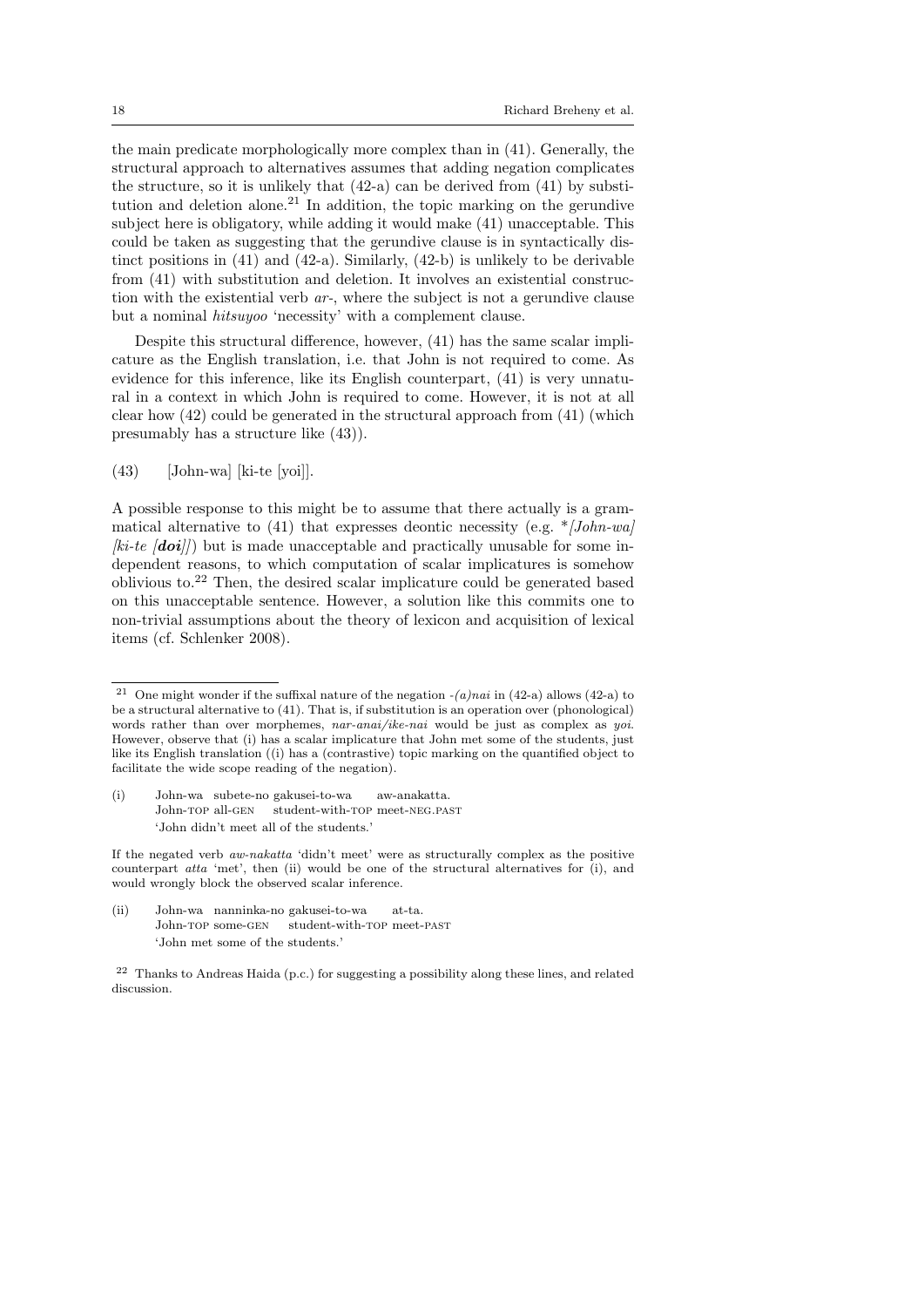the main predicate morphologically more complex than in (41). Generally, the structural approach to alternatives assumes that adding negation complicates the structure, so it is unlikely that (42-a) can be derived from (41) by substitution and deletion alone.[21] In addition, the topic marking on the gerundive subject here is obligatory, while adding it would make (41) unacceptable. This could be taken as suggesting that the gerundive clause is in syntactically distinct positions in (41) and (42-a). Similarly, (42-b) is unlikely to be derivable from (41) with substitution and deletion. It involves an existential construction with the existential verb *ar-*, where the subject is not a gerundive clause but a nominal *hitsuyoo* 'necessity' with a complement clause.

Despite this structural difference, however, (41) has the same scalar implicature as the English translation, i.e. that John is not required to come. As evidence for this inference, like its English counterpart, (41) is very unnatural in a context in which John is required to come. However, it is not at all clear how (42) could be generated in the structural approach from (41) (which presumably has a structure like (43)).

(43) [John-wa] [ki-te [yoi]].

A possible response to this might be to assume that there actually is a grammatical alternative to (41) that expresses deontic necessity (e.g. *\*[John-wa] [ki-te [**doi**]]*) but is made unacceptable and practically unusable for some independent reasons, to which computation of scalar implicatures is somehow oblivious to.[22] Then, the desired scalar implicature could be generated based on this unacceptable sentence. However, a solution like this commits one to non-trivial assumptions about the theory of lexicon and acquisition of lexical items (cf. Schlenker 2008).

---

[21] One might wonder if the suffixal nature of the negation *-(a)nai* in (42-a) allows (42-a) to be a structural alternative to (41). That is, if substitution is an operation over (phonological) words rather than over morphemes, *nar-anai/ike-nai* would be just as complex as *yoi*. However, observe that (i) has a scalar implicature that John met some of the students, just like its English translation ((i) has a (contrastive) topic marking on the quantified object to facilitate the wide scope reading of the negation).

(i) John-wa subete-no gakusei-to-wa aw-anakatta.
 John-TOP all-GEN student-with-TOP meet-NEG.PAST
 'John didn't meet all of the students.'

If the negated verb *aw-nakatta* 'didn't meet' were as structurally complex as the positive counterpart *atta* 'met', then (ii) would be one of the structural alternatives for (i), and would wrongly block the observed scalar inference.

(ii) John-wa nanninka-no gakusei-to-wa at-ta.
 John-TOP some-GEN student-with-TOP meet-PAST
 'John met some of the students.'

[22] Thanks to Andreas Haida (p.c.) for suggesting a possibility along these lines, and related discussion.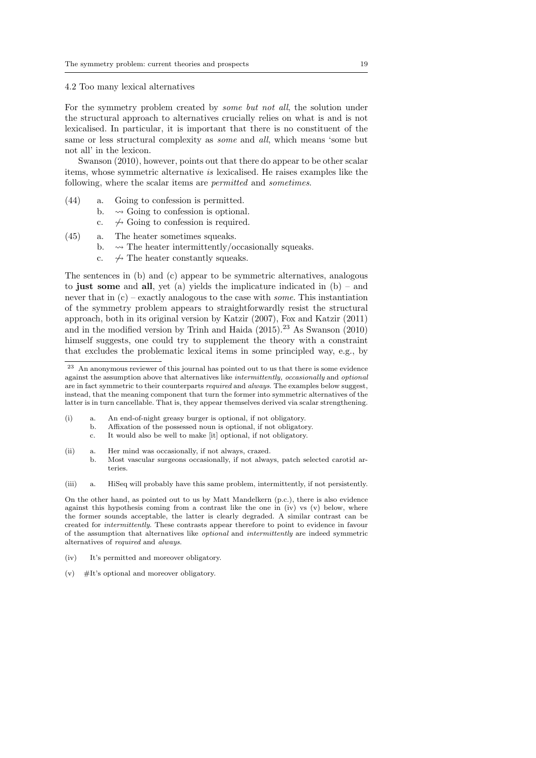### 4.2 Too many lexical alternatives

For the symmetry problem created by *some but not all*, the solution under the structural approach to alternatives crucially relies on what is and is not lexicalised. In particular, it is important that there is no constituent of the same or less structural complexity as *some* and *all*, which means 'some but not all' in the lexicon.

Swanson (2010), however, points out that there do appear to be other scalar items, whose symmetric alternative *is* lexicalised. He raises examples like the following, where the scalar items are *permitted* and *sometimes*.

(44) a. Going to confession is permitted.
 b. $\rightsquigarrow$ Going to confession is optional.
 c. $\not\rightsquigarrow$ Going to confession is required.

(45) a. The heater sometimes squeaks.
 b. $\rightsquigarrow$ The heater intermittently/occasionally squeaks.
 c. $\not\rightsquigarrow$ The heater constantly squeaks.

The sentences in (b) and (c) appear to be symmetric alternatives, analogous to **just some** and **all**, yet (a) yields the implicature indicated in (b) – and never that in (c) – exactly analogous to the case with *some*. This instantiation of the symmetry problem appears to straightforwardly resist the structural approach, both in its original version by Katzir (2007), Fox and Katzir (2011) and in the modified version by Trinh and Haida (2015).[23] As Swanson (2010) himself suggests, one could try to supplement the theory with a constraint that excludes the problematic lexical items in some principled way, e.g., by

[23] An anonymous reviewer of this journal has pointed out to us that there is some evidence against the assumption above that alternatives like *intermittently, occasionally* and *optional* are in fact symmetric to their counterparts *required* and *always*. The examples below suggest, instead, that the meaning component that turn the former into symmetric alternatives of the latter is in turn cancellable. That is, they appear themselves derived via scalar strengthening.

(i) a. An end-of-night greasy burger is optional, if not obligatory.
 b. Affixation of the possessed noun is optional, if not obligatory.
 c. It would also be well to make [it] optional, if not obligatory.

(ii) a. Her mind was occasionally, if not always, crazed.
 b. Most vascular surgeons occasionally, if not always, patch selected carotid arteries.

(iii) a. HiSeq will probably have this same problem, intermittently, if not persistently.

On the other hand, as pointed out to us by Matt Mandelkern (p.c.), there is also evidence against this hypothesis coming from a contrast like the one in (iv) vs (v) below, where the former sounds acceptable, the latter is clearly degraded. A similar contrast can be created for *intermittently*. These contrasts appear therefore to point to evidence in favour of the assumption that alternatives like *optional* and *intermittently* are indeed symmetric alternatives of *required* and *always*.

(iv) It's permitted and moreover obligatory.

(v) #It's optional and moreover obligatory.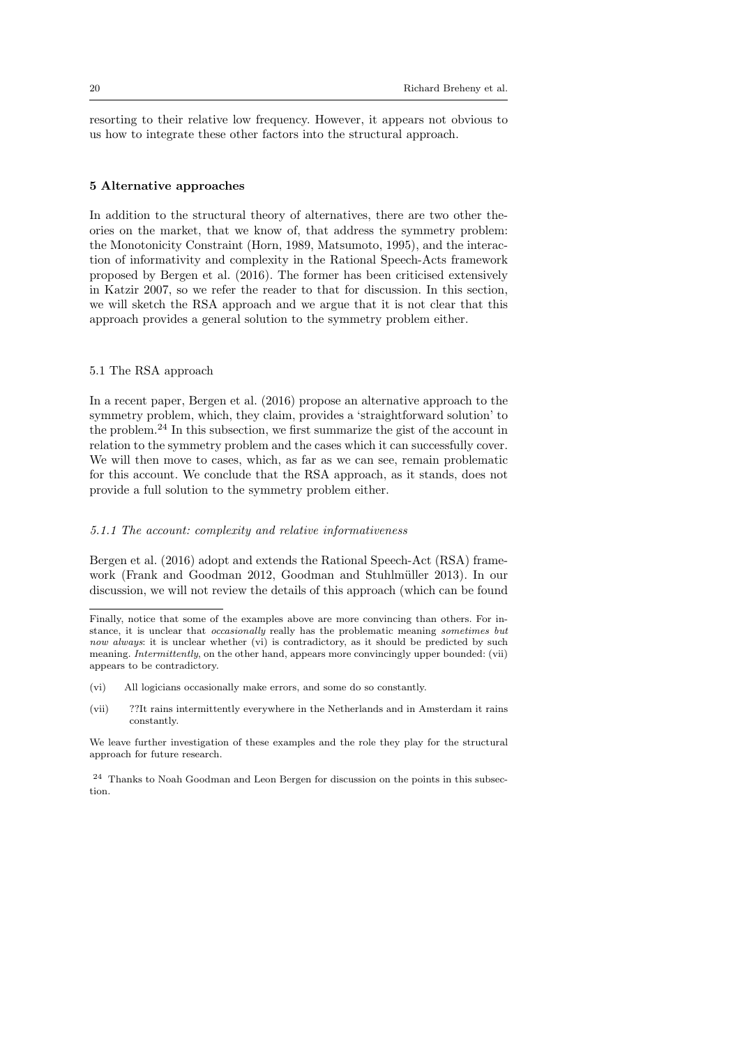resorting to their relative low frequency. However, it appears not obvious to us how to integrate these other factors into the structural approach.

## 5 Alternative approaches

In addition to the structural theory of alternatives, there are two other theories on the market, that we know of, that address the symmetry problem: the Monotonicity Constraint (Horn, 1989, Matsumoto, 1995), and the interaction of informativity and complexity in the Rational Speech-Acts framework proposed by Bergen et al. (2016). The former has been criticised extensively in Katzir 2007, so we refer the reader to that for discussion. In this section, we will sketch the RSA approach and we argue that it is not clear that this approach provides a general solution to the symmetry problem either.

### 5.1 The RSA approach

In a recent paper, Bergen et al. (2016) propose an alternative approach to the symmetry problem, which, they claim, provides a 'straightforward solution' to the problem.[24] In this subsection, we first summarize the gist of the account in relation to the symmetry problem and the cases which it can successfully cover. We will then move to cases, which, as far as we can see, remain problematic for this account. We conclude that the RSA approach, as it stands, does not provide a full solution to the symmetry problem either.

#### *5.1.1 The account: complexity and relative informativeness*

Bergen et al. (2016) adopt and extends the Rational Speech-Act (RSA) framework (Frank and Goodman 2012, Goodman and Stuhlmüller 2013). In our discussion, we will not review the details of this approach (which can be found

---

Finally, notice that some of the examples above are more convincing than others. For instance, it is unclear that *occasionally* really has the problematic meaning *sometimes but now always*: it is unclear whether (vi) is contradictory, as it should be predicted by such meaning. *Intermittently*, on the other hand, appears more convincingly upper bounded: (vii) appears to be contradictory.

(vi) All logicians occasionally make errors, and some do so constantly.

(vii) ??It rains intermittently everywhere in the Netherlands and in Amsterdam it rains constantly.

We leave further investigation of these examples and the role they play for the structural approach for future research.

[24] Thanks to Noah Goodman and Leon Bergen for discussion on the points in this subsection.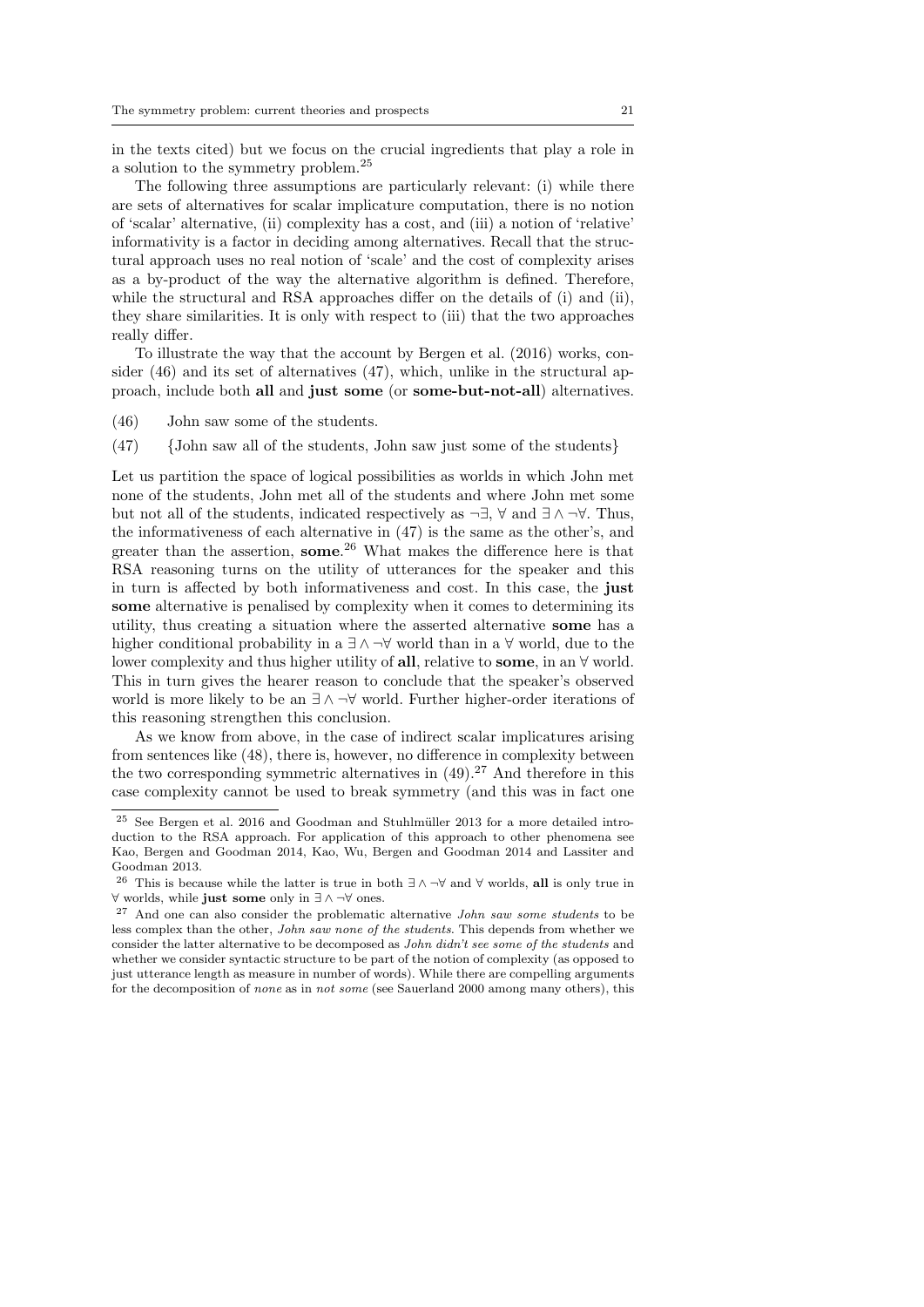in the texts cited) but we focus on the crucial ingredients that play a role in a solution to the symmetry problem.[25]

The following three assumptions are particularly relevant: (i) while there are sets of alternatives for scalar implicature computation, there is no notion of 'scalar' alternative, (ii) complexity has a cost, and (iii) a notion of 'relative' informativity is a factor in deciding among alternatives. Recall that the structural approach uses no real notion of 'scale' and the cost of complexity arises as a by-product of the way the alternative algorithm is defined. Therefore, while the structural and RSA approaches differ on the details of (i) and (ii), they share similarities. It is only with respect to (iii) that the two approaches really differ.

To illustrate the way that the account by Bergen et al. (2016) works, consider (46) and its set of alternatives (47), which, unlike in the structural approach, include both **all** and **just some** (or **some-but-not-all**) alternatives.

(46) John saw some of the students.

(47) {John saw all of the students, John saw just some of the students}

Let us partition the space of logical possibilities as worlds in which John met none of the students, John met all of the students and where John met some but not all of the students, indicated respectively as $\neg\exists$, $\forall$ and $\exists \wedge \neg\forall$. Thus, the informativeness of each alternative in (47) is the same as the other's, and greater than the assertion, **some**.[26] What makes the difference here is that RSA reasoning turns on the utility of utterances for the speaker and this in turn is affected by both informativeness and cost. In this case, the **just some** alternative is penalised by complexity when it comes to determining its utility, thus creating a situation where the asserted alternative **some** has a higher conditional probability in a $\exists \wedge \neg\forall$ world than in a $\forall$ world, due to the lower complexity and thus higher utility of **all**, relative to **some**, in an $\forall$ world. This in turn gives the hearer reason to conclude that the speaker's observed world is more likely to be an $\exists \wedge \neg\forall$ world. Further higher-order iterations of this reasoning strengthen this conclusion.

As we know from above, in the case of indirect scalar implicatures arising from sentences like (48), there is, however, no difference in complexity between the two corresponding symmetric alternatives in (49).[27] And therefore in this case complexity cannot be used to break symmetry (and this was in fact one

[25] See Bergen et al. 2016 and Goodman and Stuhlmüller 2013 for a more detailed introduction to the RSA approach. For application of this approach to other phenomena see Kao, Bergen and Goodman 2014, Kao, Wu, Bergen and Goodman 2014 and Lassiter and Goodman 2013.

[26] This is because while the latter is true in both $\exists \wedge \neg\forall$ and $\forall$ worlds, **all** is only true in $\forall$ worlds, while **just some** only in $\exists \wedge \neg\forall$ ones.

[27] And one can also consider the problematic alternative *John saw some students* to be less complex than the other, *John saw none of the students*. This depends from whether we consider the latter alternative to be decomposed as *John didn't see some of the students* and whether we consider syntactic structure to be part of the notion of complexity (as opposed to just utterance length as measure in number of words). While there are compelling arguments for the decomposition of *none* as in *not some* (see Sauerland 2000 among many others), this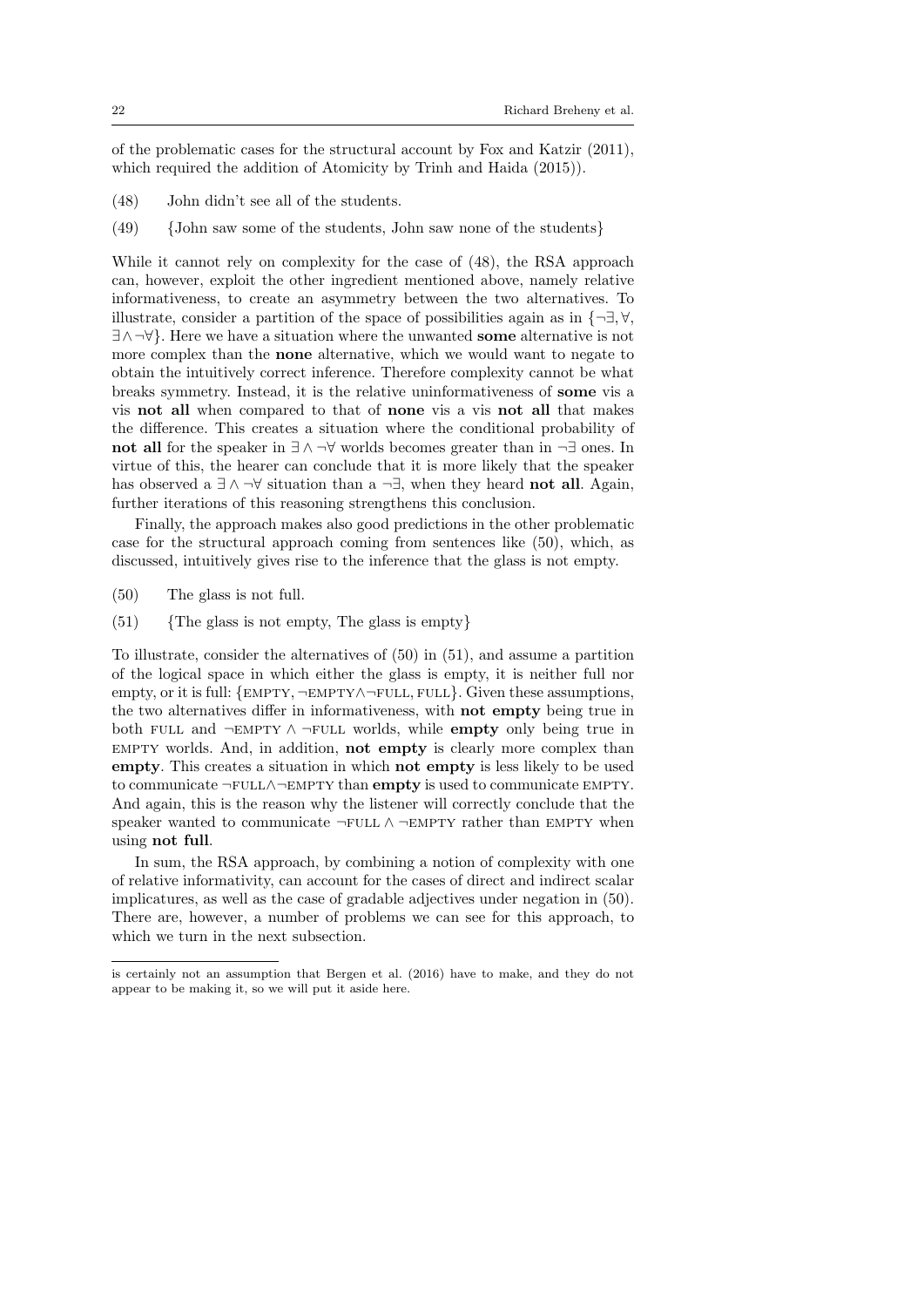of the problematic cases for the structural account by Fox and Katzir (2011), which required the addition of Atomicity by Trinh and Haida (2015)).

(48) John didn't see all of the students.

(49) {John saw some of the students, John saw none of the students}

While it cannot rely on complexity for the case of (48), the RSA approach can, however, exploit the other ingredient mentioned above, namely relative informativeness, to create an asymmetry between the two alternatives. To illustrate, consider a partition of the space of possibilities again as in $\{\neg\exists, \forall, \exists \wedge \neg\forall\}$. Here we have a situation where the unwanted **some** alternative is not more complex than the **none** alternative, which we would want to negate to obtain the intuitively correct inference. Therefore complexity cannot be what breaks symmetry. Instead, it is the relative uninformativeness of **some** vis a vis **not all** when compared to that of **none** vis a vis **not all** that makes the difference. This creates a situation where the conditional probability of **not all** for the speaker in $\exists \wedge \neg\forall$ worlds becomes greater than in $\neg\exists$ ones. In virtue of this, the hearer can conclude that it is more likely that the speaker has observed a $\exists \wedge \neg\forall$ situation than a $\neg\exists$, when they heard **not all**. Again, further iterations of this reasoning strengthens this conclusion.

Finally, the approach makes also good predictions in the other problematic case for the structural approach coming from sentences like (50), which, as discussed, intuitively gives rise to the inference that the glass is not empty.

(50) The glass is not full.

(51) {The glass is not empty, The glass is empty}

To illustrate, consider the alternatives of (50) in (51), and assume a partition of the logical space in which either the glass is empty, it is neither full nor empty, or it is full: $\{\text{EMPTY}, \neg\text{EMPTY} \wedge \neg\text{FULL}, \text{FULL}\}$. Given these assumptions, the two alternatives differ in informativeness, with **not empty** being true in both FULL and $\neg\text{EMPTY} \wedge \neg\text{FULL}$ worlds, while **empty** only being true in EMPTY worlds. And, in addition, **not empty** is clearly more complex than **empty**. This creates a situation in which **not empty** is less likely to be used to communicate $\neg\text{FULL} \wedge \neg\text{EMPTY}$ than **empty** is used to communicate EMPTY. And again, this is the reason why the listener will correctly conclude that the speaker wanted to communicate $\neg\text{FULL} \wedge \neg\text{EMPTY}$ rather than EMPTY when using **not full**.

In sum, the RSA approach, by combining a notion of complexity with one of relative informativity, can account for the cases of direct and indirect scalar implicatures, as well as the case of gradable adjectives under negation in (50). There are, however, a number of problems we can see for this approach, to which we turn in the next subsection.

---

is certainly not an assumption that Bergen et al. (2016) have to make, and they do not appear to be making it, so we will put it aside here.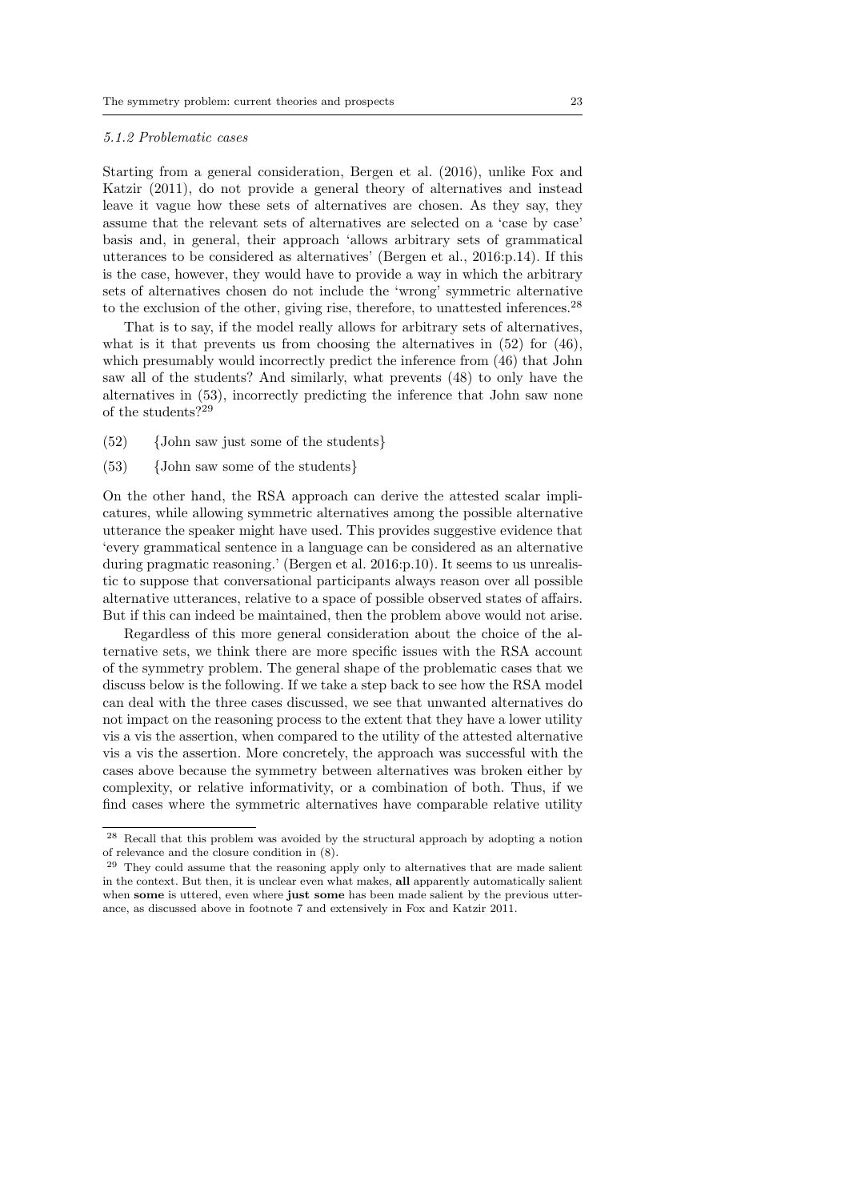#### 5.1.2 Problematic cases

Starting from a general consideration, Bergen et al. (2016), unlike Fox and Katzir (2011), do not provide a general theory of alternatives and instead leave it vague how these sets of alternatives are chosen. As they say, they assume that the relevant sets of alternatives are selected on a 'case by case' basis and, in general, their approach 'allows arbitrary sets of grammatical utterances to be considered as alternatives' (Bergen et al., 2016:p.14). If this is the case, however, they would have to provide a way in which the arbitrary sets of alternatives chosen do not include the 'wrong' symmetric alternative to the exclusion of the other, giving rise, therefore, to unattested inferences.[28]

That is to say, if the model really allows for arbitrary sets of alternatives, what is it that prevents us from choosing the alternatives in (52) for (46), which presumably would incorrectly predict the inference from (46) that John saw all of the students? And similarly, what prevents (48) to only have the alternatives in (53), incorrectly predicting the inference that John saw none of the students?[29]

(52) {John saw just some of the students}

(53) {John saw some of the students}

On the other hand, the RSA approach can derive the attested scalar implicatures, while allowing symmetric alternatives among the possible alternative utterance the speaker might have used. This provides suggestive evidence that 'every grammatical sentence in a language can be considered as an alternative during pragmatic reasoning.' (Bergen et al. 2016:p.10). It seems to us unrealistic to suppose that conversational participants always reason over all possible alternative utterances, relative to a space of possible observed states of affairs. But if this can indeed be maintained, then the problem above would not arise.

Regardless of this more general consideration about the choice of the alternative sets, we think there are more specific issues with the RSA account of the symmetry problem. The general shape of the problematic cases that we discuss below is the following. If we take a step back to see how the RSA model can deal with the three cases discussed, we see that unwanted alternatives do not impact on the reasoning process to the extent that they have a lower utility vis a vis the assertion, when compared to the utility of the attested alternative vis a vis the assertion. More concretely, the approach was successful with the cases above because the symmetry between alternatives was broken either by complexity, or relative informativity, or a combination of both. Thus, if we find cases where the symmetric alternatives have comparable relative utility

---

[28] Recall that this problem was avoided by the structural approach by adopting a notion of relevance and the closure condition in (8).

[29] They could assume that the reasoning apply only to alternatives that are made salient in the context. But then, it is unclear even what makes, **all** apparently automatically salient when **some** is uttered, even where **just some** has been made salient by the previous utterance, as discussed above in footnote 7 and extensively in Fox and Katzir 2011.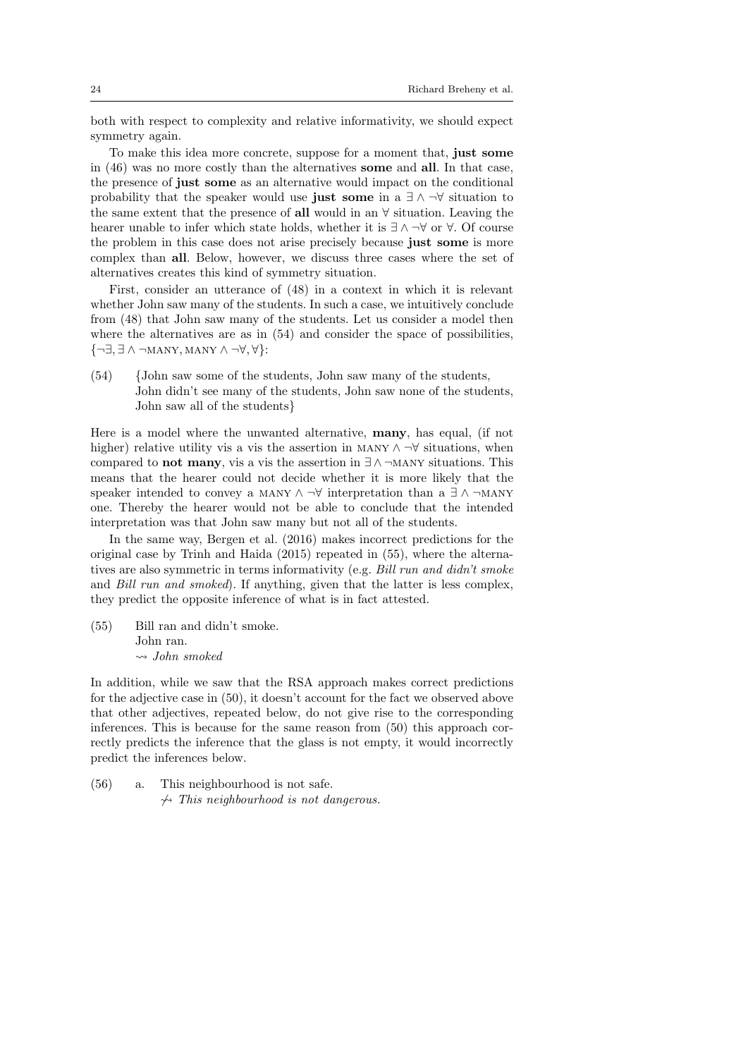both with respect to complexity and relative informativity, we should expect symmetry again.

To make this idea more concrete, suppose for a moment that, **just some** in (46) was no more costly than the alternatives **some** and **all**. In that case, the presence of **just some** as an alternative would impact on the conditional probability that the speaker would use **just some** in a $\exists \wedge \neg\forall$ situation to the same extent that the presence of **all** would in an $\forall$ situation. Leaving the hearer unable to infer which state holds, whether it is $\exists \wedge \neg\forall$ or $\forall$. Of course the problem in this case does not arise precisely because **just some** is more complex than **all**. Below, however, we discuss three cases where the set of alternatives creates this kind of symmetry situation.

First, consider an utterance of (48) in a context in which it is relevant whether John saw many of the students. In such a case, we intuitively conclude from (48) that John saw many of the students. Let us consider a model then where the alternatives are as in (54) and consider the space of possibilities, $\{\neg\exists, \exists \wedge \neg\text{MANY}, \text{MANY} \wedge \neg\forall, \forall\}$:

(54) {John saw some of the students, John saw many of the students, John didn't see many of the students, John saw none of the students, John saw all of the students}

Here is a model where the unwanted alternative, **many**, has equal, (if not higher) relative utility vis a vis the assertion in $\text{MANY} \wedge \neg\forall$ situations, when compared to **not many**, vis a vis the assertion in $\exists \wedge \neg\text{MANY}$ situations. This means that the hearer could not decide whether it is more likely that the speaker intended to convey a $\text{MANY} \wedge \neg\forall$ interpretation than a $\exists \wedge \neg\text{MANY}$ one. Thereby the hearer would not be able to conclude that the intended interpretation was that John saw many but not all of the students.

In the same way, Bergen et al. (2016) makes incorrect predictions for the original case by Trinh and Haida (2015) repeated in (55), where the alternatives are also symmetric in terms informativity (e.g. *Bill run and didn't smoke* and *Bill run and smoked*). If anything, given that the latter is less complex, they predict the opposite inference of what is in fact attested.

(55) Bill ran and didn't smoke.
John ran.
$\rightsquigarrow$ *John smoked*

In addition, while we saw that the RSA approach makes correct predictions for the adjective case in (50), it doesn't account for the fact we observed above that other adjectives, repeated below, do not give rise to the corresponding inferences. This is because for the same reason from (50) this approach correctly predicts the inference that the glass is not empty, it would incorrectly predict the inferences below.

(56) a. This neighbourhood is not safe.
$\not\rightsquigarrow$ *This neighbourhood is not dangerous.*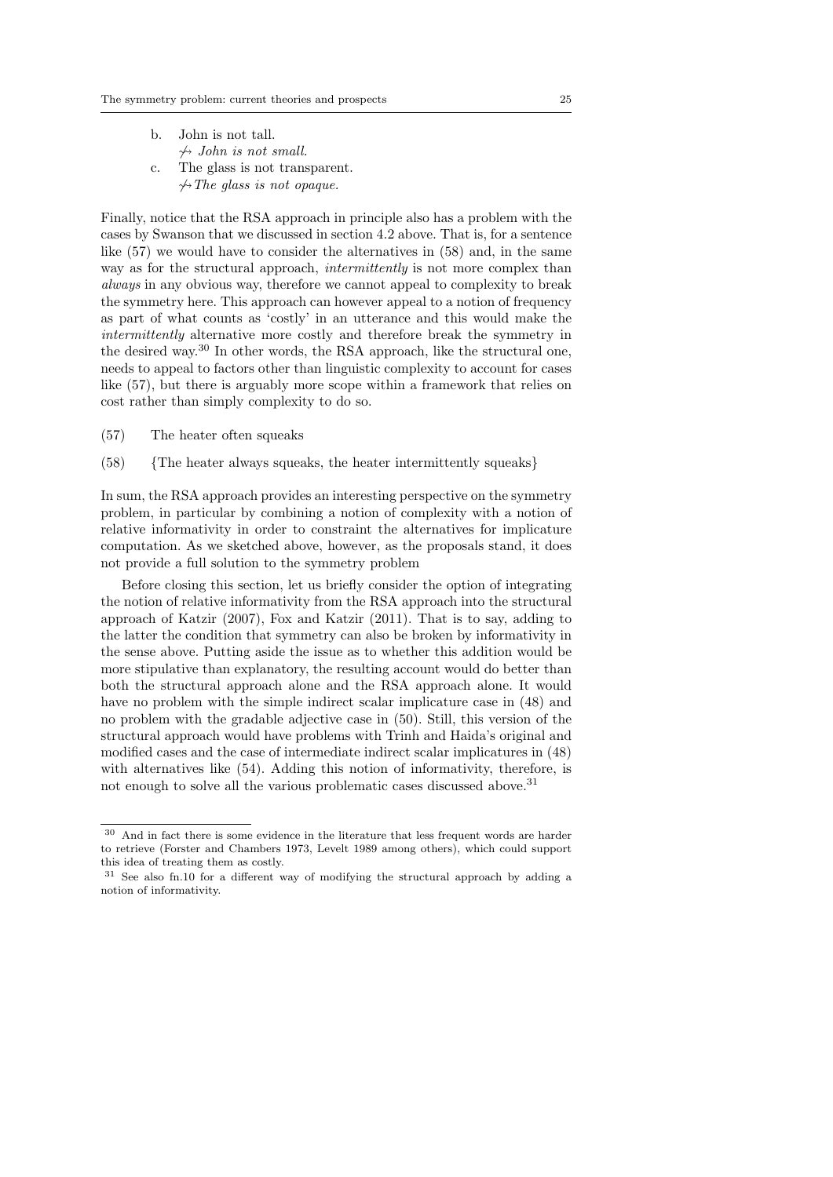b. John is not tall.
   $\not\rightsquigarrow$ *John is not small.*
c. The glass is not transparent.
   $\not\rightsquigarrow$ *The glass is not opaque.*

Finally, notice that the RSA approach in principle also has a problem with the cases by Swanson that we discussed in section 4.2 above. That is, for a sentence like (57) we would have to consider the alternatives in (58) and, in the same way as for the structural approach, *intermittently* is not more complex than *always* in any obvious way, therefore we cannot appeal to complexity to break the symmetry here. This approach can however appeal to a notion of frequency as part of what counts as 'costly' in an utterance and this would make the *intermittently* alternative more costly and therefore break the symmetry in the desired way.[30] In other words, the RSA approach, like the structural one, needs to appeal to factors other than linguistic complexity to account for cases like (57), but there is arguably more scope within a framework that relies on cost rather than simply complexity to do so.

(57) The heater often squeaks

(58) {The heater always squeaks, the heater intermittently squeaks}

In sum, the RSA approach provides an interesting perspective on the symmetry problem, in particular by combining a notion of complexity with a notion of relative informativity in order to constraint the alternatives for implicature computation. As we sketched above, however, as the proposals stand, it does not provide a full solution to the symmetry problem

Before closing this section, let us briefly consider the option of integrating the notion of relative informativity from the RSA approach into the structural approach of Katzir (2007), Fox and Katzir (2011). That is to say, adding to the latter the condition that symmetry can also be broken by informativity in the sense above. Putting aside the issue as to whether this addition would be more stipulative than explanatory, the resulting account would do better than both the structural approach alone and the RSA approach alone. It would have no problem with the simple indirect scalar implicature case in (48) and no problem with the gradable adjective case in (50). Still, this version of the structural approach would have problems with Trinh and Haida's original and modified cases and the case of intermediate indirect scalar implicatures in (48) with alternatives like (54). Adding this notion of informativity, therefore, is not enough to solve all the various problematic cases discussed above.[31]

---

[30] And in fact there is some evidence in the literature that less frequent words are harder to retrieve (Forster and Chambers 1973, Levelt 1989 among others), which could support this idea of treating them as costly.

[31] See also fn.10 for a different way of modifying the structural approach by adding a notion of informativity.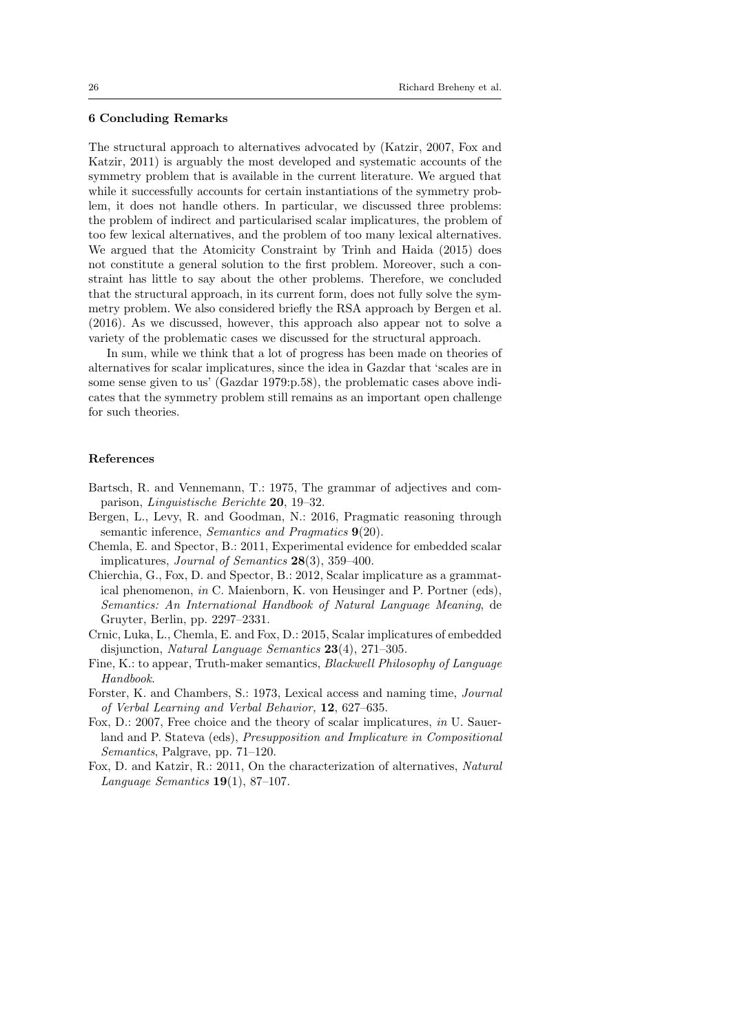## 6 Concluding Remarks

The structural approach to alternatives advocated by (Katzir, 2007, Fox and Katzir, 2011) is arguably the most developed and systematic accounts of the symmetry problem that is available in the current literature. We argued that while it successfully accounts for certain instantiations of the symmetry problem, it does not handle others. In particular, we discussed three problems: the problem of indirect and particularised scalar implicatures, the problem of too few lexical alternatives, and the problem of too many lexical alternatives. We argued that the Atomicity Constraint by Trinh and Haida (2015) does not constitute a general solution to the first problem. Moreover, such a constraint has little to say about the other problems. Therefore, we concluded that the structural approach, in its current form, does not fully solve the symmetry problem. We also considered briefly the RSA approach by Bergen et al. (2016). As we discussed, however, this approach also appear not to solve a variety of the problematic cases we discussed for the structural approach.

In sum, while we think that a lot of progress has been made on theories of alternatives for scalar implicatures, since the idea in Gazdar that 'scales are in some sense given to us' (Gazdar 1979:p.58), the problematic cases above indicates that the symmetry problem still remains as an important open challenge for such theories.

## References

Bartsch, R. and Vennemann, T.: 1975, The grammar of adjectives and comparison, *Linguistische Berichte* **20**, 19–32.

Bergen, L., Levy, R. and Goodman, N.: 2016, Pragmatic reasoning through semantic inference, *Semantics and Pragmatics* **9**(20).

Chemla, E. and Spector, B.: 2011, Experimental evidence for embedded scalar implicatures, *Journal of Semantics* **28**(3), 359–400.

Chierchia, G., Fox, D. and Spector, B.: 2012, Scalar implicature as a grammatical phenomenon, *in* C. Maienborn, K. von Heusinger and P. Portner (eds), *Semantics: An International Handbook of Natural Language Meaning*, de Gruyter, Berlin, pp. 2297–2331.

Crnic, Luka, L., Chemla, E. and Fox, D.: 2015, Scalar implicatures of embedded disjunction, *Natural Language Semantics* **23**(4), 271–305.

Fine, K.: to appear, Truth-maker semantics, *Blackwell Philosophy of Language Handbook*.

Forster, K. and Chambers, S.: 1973, Lexical access and naming time, *Journal of Verbal Learning and Verbal Behavior,* **12**, 627–635.

Fox, D.: 2007, Free choice and the theory of scalar implicatures, *in* U. Sauerland and P. Stateva (eds), *Presupposition and Implicature in Compositional Semantics*, Palgrave, pp. 71–120.

Fox, D. and Katzir, R.: 2011, On the characterization of alternatives, *Natural Language Semantics* **19**(1), 87–107.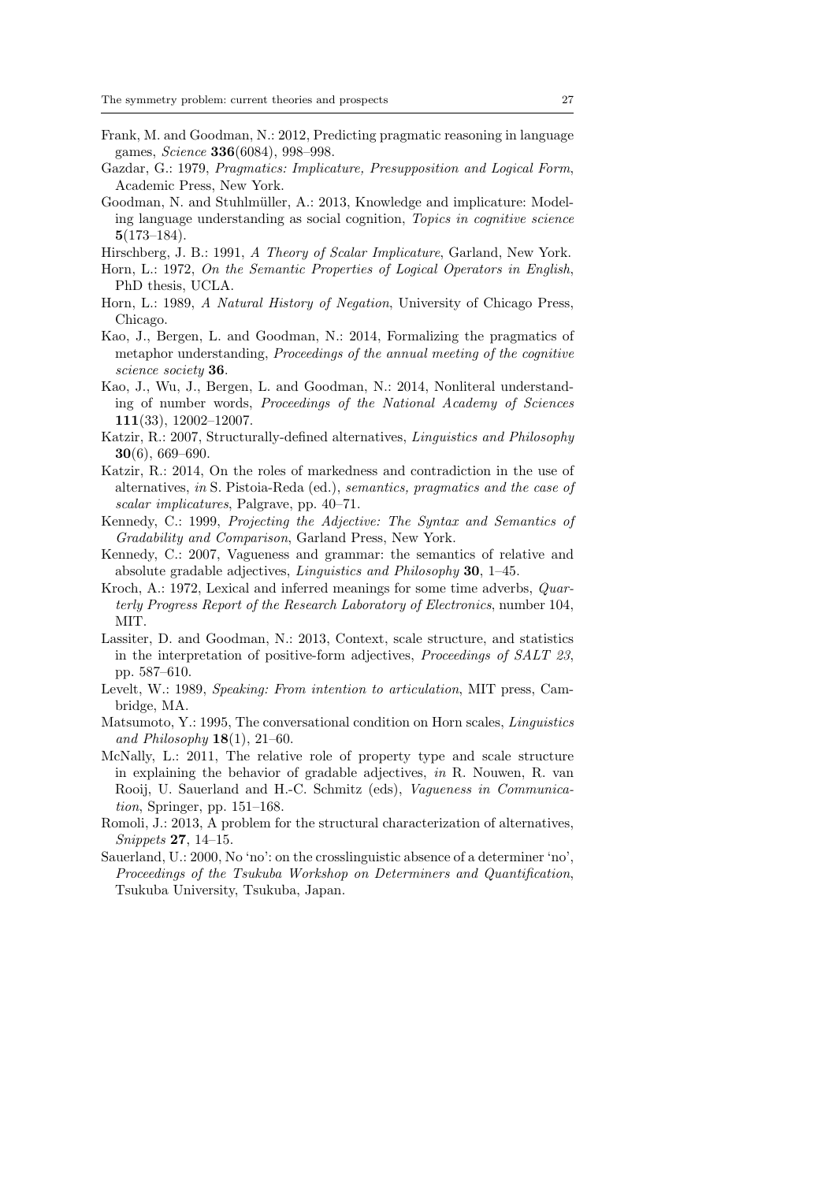Frank, M. and Goodman, N.: 2012, Predicting pragmatic reasoning in language games, *Science* **336**(6084), 998–998.

Gazdar, G.: 1979, *Pragmatics: Implicature, Presupposition and Logical Form*, Academic Press, New York.

Goodman, N. and Stuhlmüller, A.: 2013, Knowledge and implicature: Modeling language understanding as social cognition, *Topics in cognitive science* **5**(173–184).

Hirschberg, J. B.: 1991, *A Theory of Scalar Implicature*, Garland, New York.

Horn, L.: 1972, *On the Semantic Properties of Logical Operators in English*, PhD thesis, UCLA.

Horn, L.: 1989, *A Natural History of Negation*, University of Chicago Press, Chicago.

Kao, J., Bergen, L. and Goodman, N.: 2014, Formalizing the pragmatics of metaphor understanding, *Proceedings of the annual meeting of the cognitive science society* **36**.

Kao, J., Wu, J., Bergen, L. and Goodman, N.: 2014, Nonliteral understanding of number words, *Proceedings of the National Academy of Sciences* **111**(33), 12002–12007.

Katzir, R.: 2007, Structurally-defined alternatives, *Linguistics and Philosophy* **30**(6), 669–690.

Katzir, R.: 2014, On the roles of markedness and contradiction in the use of alternatives, *in* S. Pistoia-Reda (ed.), *semantics, pragmatics and the case of scalar implicatures*, Palgrave, pp. 40–71.

Kennedy, C.: 1999, *Projecting the Adjective: The Syntax and Semantics of Gradability and Comparison*, Garland Press, New York.

Kennedy, C.: 2007, Vagueness and grammar: the semantics of relative and absolute gradable adjectives, *Linguistics and Philosophy* **30**, 1–45.

Kroch, A.: 1972, Lexical and inferred meanings for some time adverbs, *Quarterly Progress Report of the Research Laboratory of Electronics*, number 104, MIT.

Lassiter, D. and Goodman, N.: 2013, Context, scale structure, and statistics in the interpretation of positive-form adjectives, *Proceedings of SALT 23*, pp. 587–610.

Levelt, W.: 1989, *Speaking: From intention to articulation*, MIT press, Cambridge, MA.

Matsumoto, Y.: 1995, The conversational condition on Horn scales, *Linguistics and Philosophy* **18**(1), 21–60.

McNally, L.: 2011, The relative role of property type and scale structure in explaining the behavior of gradable adjectives, *in* R. Nouwen, R. van Rooij, U. Sauerland and H.-C. Schmitz (eds), *Vagueness in Communication*, Springer, pp. 151–168.

Romoli, J.: 2013, A problem for the structural characterization of alternatives, *Snippets* **27**, 14–15.

Sauerland, U.: 2000, No 'no': on the crosslinguistic absence of a determiner 'no', *Proceedings of the Tsukuba Workshop on Determiners and Quantification*, Tsukuba University, Tsukuba, Japan.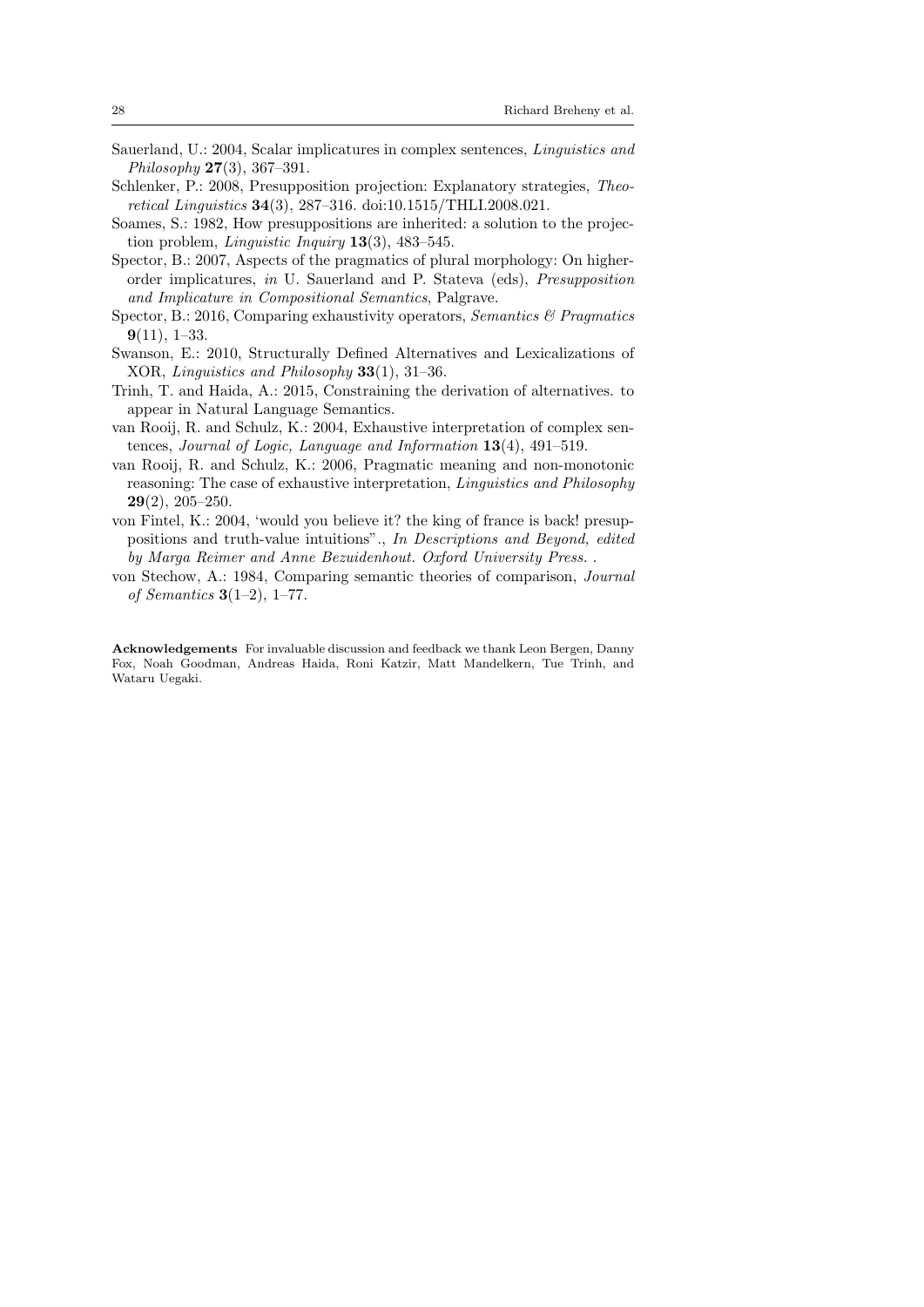Sauerland, U.: 2004, Scalar implicatures in complex sentences, *Linguistics and Philosophy* **27**(3), 367–391.

Schlenker, P.: 2008, Presupposition projection: Explanatory strategies, *Theoretical Linguistics* **34**(3), 287–316. doi:10.1515/THLI.2008.021.

Soames, S.: 1982, How presuppositions are inherited: a solution to the projection problem, *Linguistic Inquiry* **13**(3), 483–545.

Spector, B.: 2007, Aspects of the pragmatics of plural morphology: On higher-order implicatures, *in* U. Sauerland and P. Stateva (eds), *Presupposition and Implicature in Compositional Semantics*, Palgrave.

Spector, B.: 2016, Comparing exhaustivity operators, *Semantics & Pragmatics* **9**(11), 1–33.

Swanson, E.: 2010, Structurally Defined Alternatives and Lexicalizations of XOR, *Linguistics and Philosophy* **33**(1), 31–36.

Trinh, T. and Haida, A.: 2015, Constraining the derivation of alternatives. to appear in Natural Language Semantics.

van Rooij, R. and Schulz, K.: 2004, Exhaustive interpretation of complex sentences, *Journal of Logic, Language and Information* **13**(4), 491–519.

van Rooij, R. and Schulz, K.: 2006, Pragmatic meaning and non-monotonic reasoning: The case of exhaustive interpretation, *Linguistics and Philosophy* **29**(2), 205–250.

von Fintel, K.: 2004, 'would you believe it? the king of france is back! presuppositions and truth-value intuitions"., *In Descriptions and Beyond, edited by Marga Reimer and Anne Bezuidenhout. Oxford University Press.* .

von Stechow, A.: 1984, Comparing semantic theories of comparison, *Journal of Semantics* **3**(1–2), 1–77.

**Acknowledgements** For invaluable discussion and feedback we thank Leon Bergen, Danny Fox, Noah Goodman, Andreas Haida, Roni Katzir, Matt Mandelkern, Tue Trinh, and Wataru Uegaki.